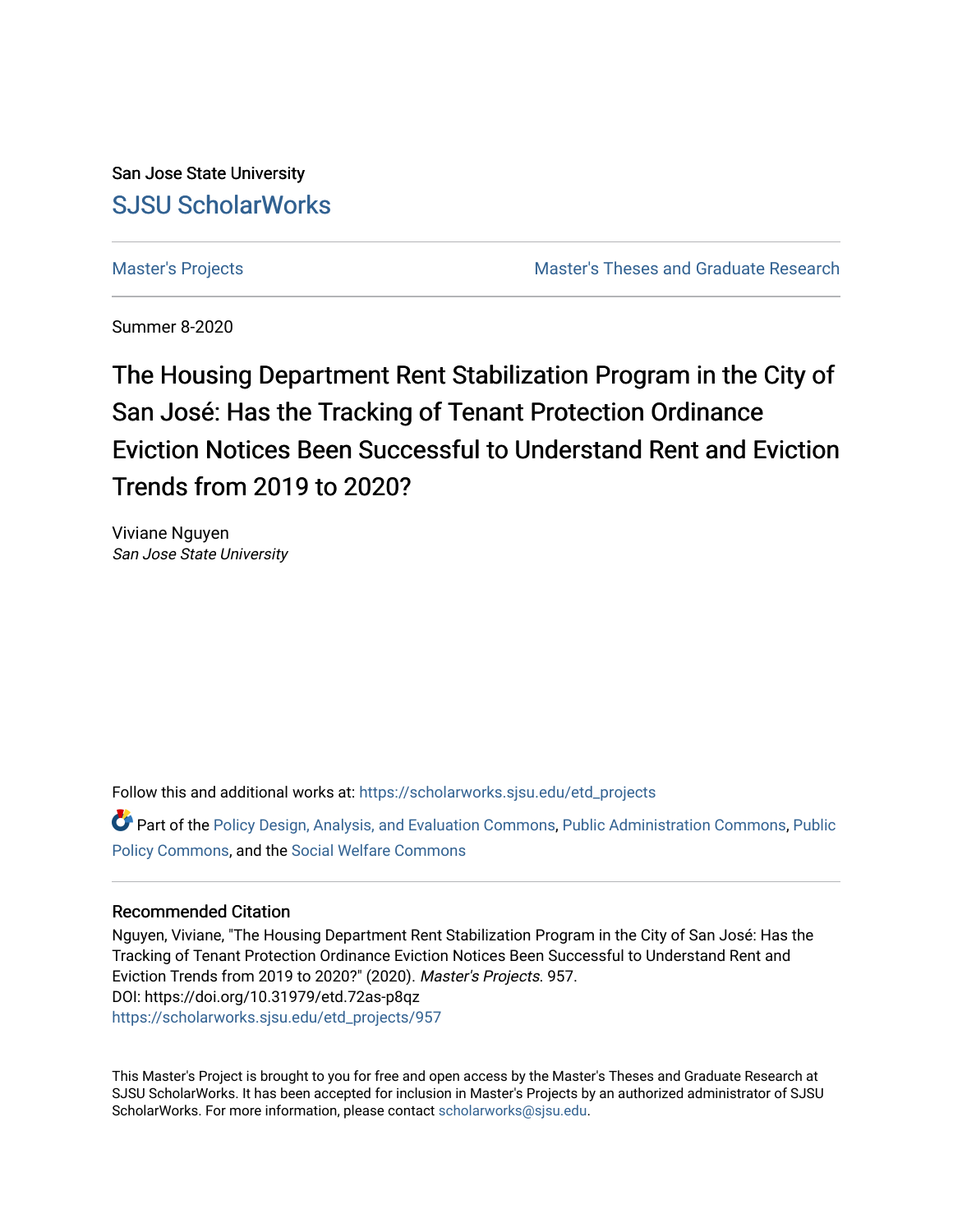San Jose State University

SJSU ScholarWorks

Master's Projects

Master's Theses and Graduate Research

Summer 8-2020

# The Housing Department Rent Stabilization Program in the City of San José: Has the Tracking of Tenant Protection Ordinance Eviction Notices Been Successful to Understand Rent and Eviction Trends from 2019 to 2020?

Viviane Nguyen
*San Jose State University*

Follow this and additional works at: https://scholarworks.sjsu.edu/etd_projects

Part of the Policy Design, Analysis, and Evaluation Commons, Public Administration Commons, Public Policy Commons, and the Social Welfare Commons

## Recommended Citation

Nguyen, Viviane, "The Housing Department Rent Stabilization Program in the City of San José: Has the Tracking of Tenant Protection Ordinance Eviction Notices Been Successful to Understand Rent and Eviction Trends from 2019 to 2020?" (2020). *Master's Projects*. 957.
DOI: https://doi.org/10.31979/etd.72as-p8qz
https://scholarworks.sjsu.edu/etd_projects/957

This Master's Project is brought to you for free and open access by the Master's Theses and Graduate Research at SJSU ScholarWorks. It has been accepted for inclusion in Master's Projects by an authorized administrator of SJSU ScholarWorks. For more information, please contact scholarworks@sjsu.edu.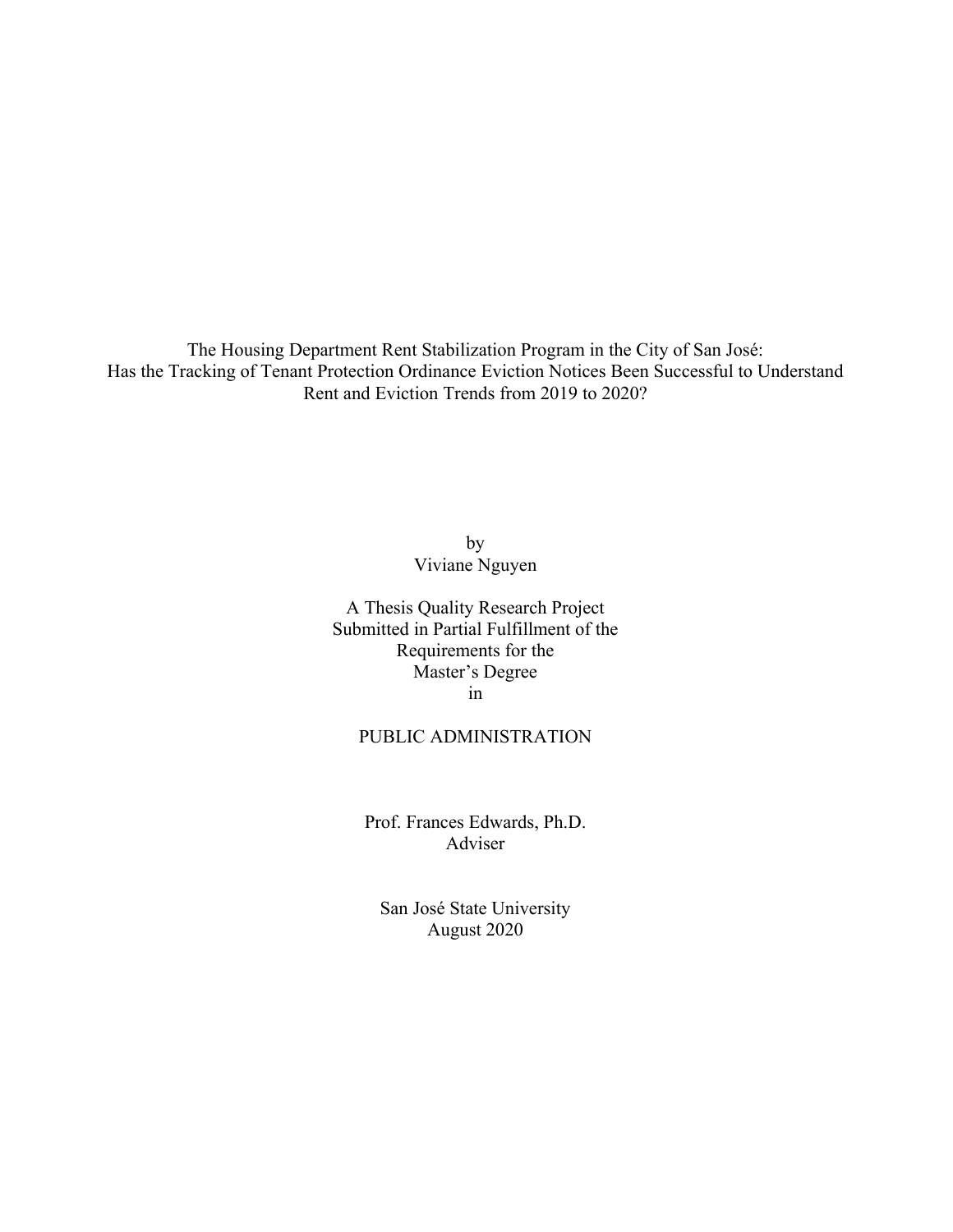The Housing Department Rent Stabilization Program in the City of San José:
Has the Tracking of Tenant Protection Ordinance Eviction Notices Been Successful to Understand Rent and Eviction Trends from 2019 to 2020?

by
Viviane Nguyen

A Thesis Quality Research Project
Submitted in Partial Fulfillment of the
Requirements for the
Master's Degree
in

PUBLIC ADMINISTRATION

Prof. Frances Edwards, Ph.D.
Adviser

San José State University
August 2020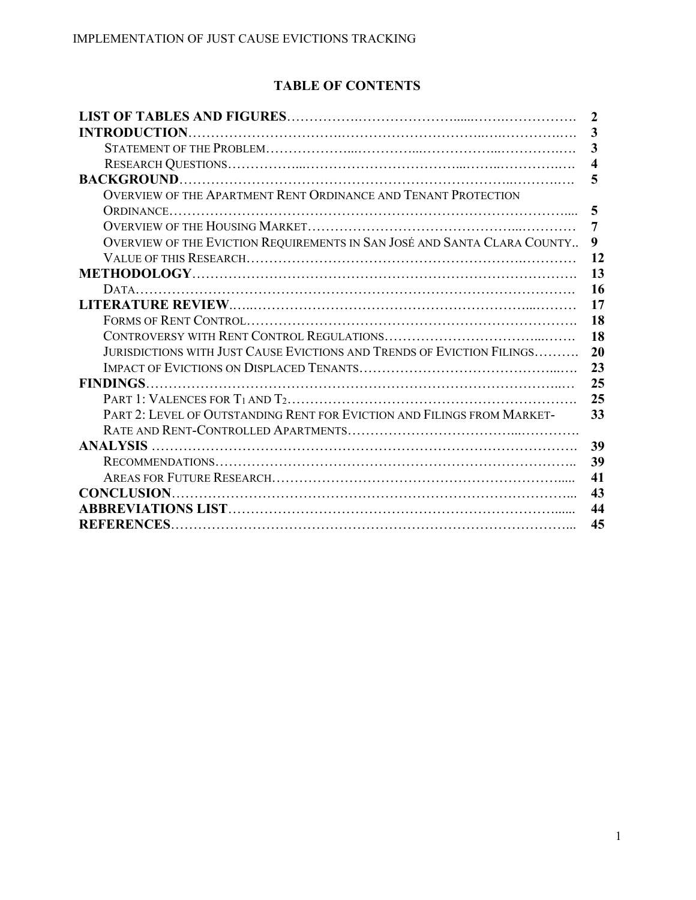# TABLE OF CONTENTS

| | |
|---|---|
| **LIST OF TABLES AND FIGURES** | **2** |
| **INTRODUCTION** | **3** |
| Statement of the Problem | **3** |
| Research Questions | **4** |
| **BACKGROUND** | **5** |
| Overview of the Apartment Rent Ordinance and Tenant Protection Ordinance | **5** |
| Overview of the Housing Market | **7** |
| Overview of the Eviction Requirements in San José and Santa Clara County | **9** |
| Value of this Research | **12** |
| **METHODOLOGY** | **13** |
| Data | **16** |
| **LITERATURE REVIEW** | **17** |
| Forms of Rent Control | **18** |
| Controversy with Rent Control Regulations | **18** |
| Jurisdictions with Just Cause Evictions and Trends of Eviction Filings | **20** |
| Impact of Evictions on Displaced Tenants | **23** |
| **FINDINGS** | **25** |
| Part 1: Valences for $T_1$ and $T_2$ | **25** |
| Part 2: Level of Outstanding Rent for Eviction and Filings from Market-Rate and Rent-Controlled Apartments | **33** |
| **ANALYSIS** | **39** |
| Recommendations | **39** |
| Areas for Future Research | **41** |
| **CONCLUSION** | **43** |
| **ABBREVIATIONS LIST** | **44** |
| **REFERENCES** | **45** |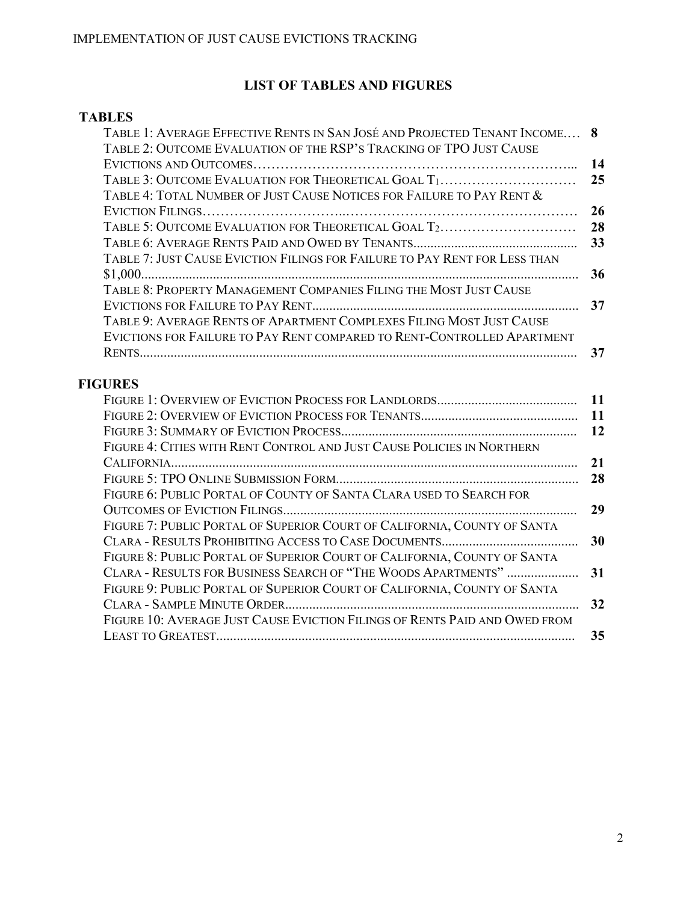# LIST OF TABLES AND FIGURES

## TABLES

- TABLE 1: AVERAGE EFFECTIVE RENTS IN SAN JOSÉ AND PROJECTED TENANT INCOME.… **8**
- TABLE 2: OUTCOME EVALUATION OF THE RSP'S TRACKING OF TPO JUST CAUSE EVICTIONS AND OUTCOMES…………………………………………………………... **14**
- TABLE 3: OUTCOME EVALUATION FOR THEORETICAL GOAL $T_1$………………………… **25**
- TABLE 4: TOTAL NUMBER OF JUST CAUSE NOTICES FOR FAILURE TO PAY RENT & EVICTION FILINGS………………………..…………………………………………… **26**
- TABLE 5: OUTCOME EVALUATION FOR THEORETICAL GOAL $T_2$………………………… **28**
- TABLE 6: AVERAGE RENTS PAID AND OWED BY TENANTS............................................... **33**
- TABLE 7: JUST CAUSE EVICTION FILINGS FOR FAILURE TO PAY RENT FOR LESS THAN $1,000............................................................................................................................... **36**
- TABLE 8: PROPERTY MANAGEMENT COMPANIES FILING THE MOST JUST CAUSE EVICTIONS FOR FAILURE TO PAY RENT.............................................................................. **37**
- TABLE 9: AVERAGE RENTS OF APARTMENT COMPLEXES FILING MOST JUST CAUSE EVICTIONS FOR FAILURE TO PAY RENT COMPARED TO RENT-CONTROLLED APARTMENT RENTS............................................................................................................................... **37**

## FIGURES

- FIGURE 1: OVERVIEW OF EVICTION PROCESS FOR LANDLORDS......................................... **11**
- FIGURE 2: OVERVIEW OF EVICTION PROCESS FOR TENANTS.............................................. **11**
- FIGURE 3: SUMMARY OF EVICTION PROCESS..................................................................... **12**
- FIGURE 4: CITIES WITH RENT CONTROL AND JUST CAUSE POLICIES IN NORTHERN CALIFORNIA..................................................................................................................... **21**
- FIGURE 5: TPO ONLINE SUBMISSION FORM....................................................................... **28**
- FIGURE 6: PUBLIC PORTAL OF COUNTY OF SANTA CLARA USED TO SEARCH FOR OUTCOMES OF EVICTION FILINGS...................................................................................... **29**
- FIGURE 7: PUBLIC PORTAL OF SUPERIOR COURT OF CALIFORNIA, COUNTY OF SANTA CLARA - RESULTS PROHIBITING ACCESS TO CASE DOCUMENTS........................................ **30**
- FIGURE 8: PUBLIC PORTAL OF SUPERIOR COURT OF CALIFORNIA, COUNTY OF SANTA CLARA - RESULTS FOR BUSINESS SEARCH OF "THE WOODS APARTMENTS" ..................... **31**
- FIGURE 9: PUBLIC PORTAL OF SUPERIOR COURT OF CALIFORNIA, COUNTY OF SANTA CLARA - SAMPLE MINUTE ORDER...................................................................................... **32**
- FIGURE 10: AVERAGE JUST CAUSE EVICTION FILINGS OF RENTS PAID AND OWED FROM LEAST TO GREATEST......................................................................................................... **35**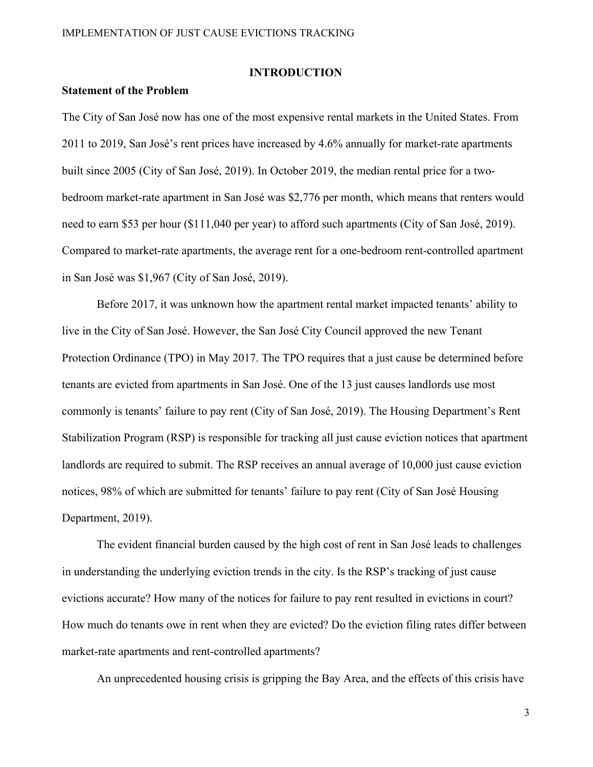# INTRODUCTION

## Statement of the Problem

The City of San José now has one of the most expensive rental markets in the United States. From 2011 to 2019, San José's rent prices have increased by 4.6% annually for market-rate apartments built since 2005 (City of San José, 2019). In October 2019, the median rental price for a two-bedroom market-rate apartment in San José was $2,776 per month, which means that renters would need to earn $53 per hour ($111,040 per year) to afford such apartments (City of San José, 2019). Compared to market-rate apartments, the average rent for a one-bedroom rent-controlled apartment in San José was $1,967 (City of San José, 2019).

Before 2017, it was unknown how the apartment rental market impacted tenants' ability to live in the City of San José. However, the San José City Council approved the new Tenant Protection Ordinance (TPO) in May 2017. The TPO requires that a just cause be determined before tenants are evicted from apartments in San José. One of the 13 just causes landlords use most commonly is tenants' failure to pay rent (City of San José, 2019). The Housing Department's Rent Stabilization Program (RSP) is responsible for tracking all just cause eviction notices that apartment landlords are required to submit. The RSP receives an annual average of 10,000 just cause eviction notices, 98% of which are submitted for tenants' failure to pay rent (City of San José Housing Department, 2019).

The evident financial burden caused by the high cost of rent in San José leads to challenges in understanding the underlying eviction trends in the city. Is the RSP's tracking of just cause evictions accurate? How many of the notices for failure to pay rent resulted in evictions in court? How much do tenants owe in rent when they are evicted? Do the eviction filing rates differ between market-rate apartments and rent-controlled apartments?

An unprecedented housing crisis is gripping the Bay Area, and the effects of this crisis have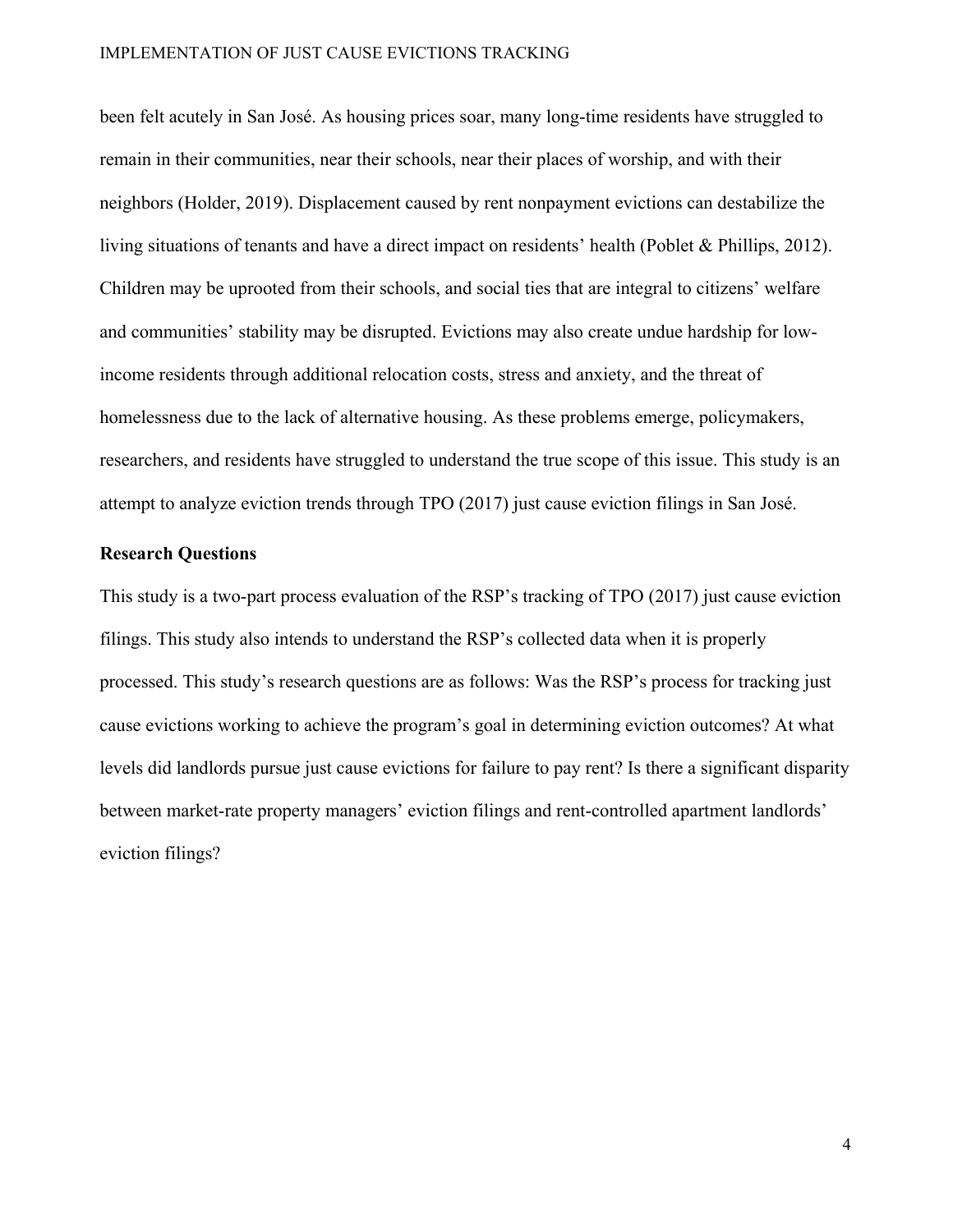been felt acutely in San José. As housing prices soar, many long-time residents have struggled to remain in their communities, near their schools, near their places of worship, and with their neighbors (Holder, 2019). Displacement caused by rent nonpayment evictions can destabilize the living situations of tenants and have a direct impact on residents' health (Poblet & Phillips, 2012). Children may be uprooted from their schools, and social ties that are integral to citizens' welfare and communities' stability may be disrupted. Evictions may also create undue hardship for low-income residents through additional relocation costs, stress and anxiety, and the threat of homelessness due to the lack of alternative housing. As these problems emerge, policymakers, researchers, and residents have struggled to understand the true scope of this issue. This study is an attempt to analyze eviction trends through TPO (2017) just cause eviction filings in San José.

**Research Questions**

This study is a two-part process evaluation of the RSP's tracking of TPO (2017) just cause eviction filings. This study also intends to understand the RSP's collected data when it is properly processed. This study's research questions are as follows: Was the RSP's process for tracking just cause evictions working to achieve the program's goal in determining eviction outcomes? At what levels did landlords pursue just cause evictions for failure to pay rent? Is there a significant disparity between market-rate property managers' eviction filings and rent-controlled apartment landlords' eviction filings?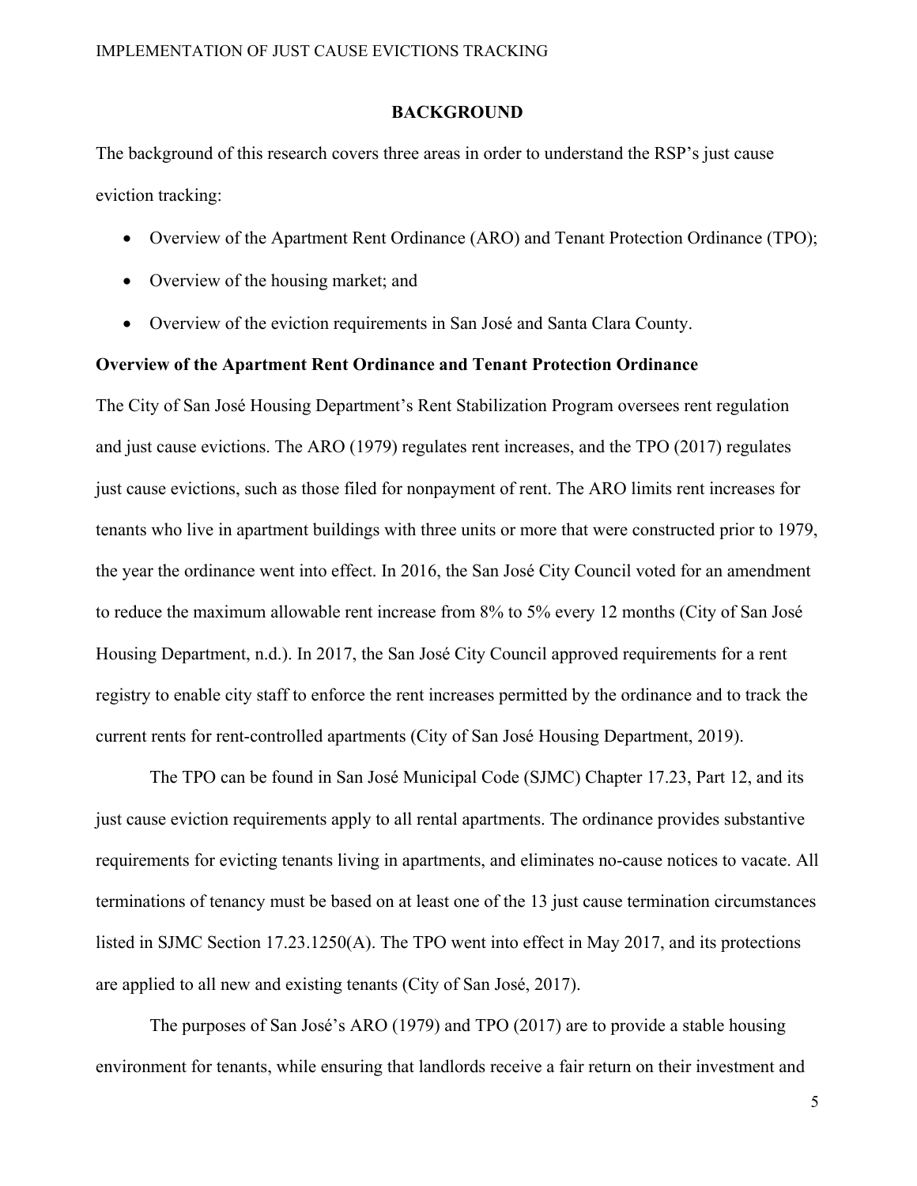## BACKGROUND

The background of this research covers three areas in order to understand the RSP's just cause eviction tracking:

- Overview of the Apartment Rent Ordinance (ARO) and Tenant Protection Ordinance (TPO);
- Overview of the housing market; and
- Overview of the eviction requirements in San José and Santa Clara County.

### Overview of the Apartment Rent Ordinance and Tenant Protection Ordinance

The City of San José Housing Department's Rent Stabilization Program oversees rent regulation and just cause evictions. The ARO (1979) regulates rent increases, and the TPO (2017) regulates just cause evictions, such as those filed for nonpayment of rent. The ARO limits rent increases for tenants who live in apartment buildings with three units or more that were constructed prior to 1979, the year the ordinance went into effect. In 2016, the San José City Council voted for an amendment to reduce the maximum allowable rent increase from 8% to 5% every 12 months (City of San José Housing Department, n.d.). In 2017, the San José City Council approved requirements for a rent registry to enable city staff to enforce the rent increases permitted by the ordinance and to track the current rents for rent-controlled apartments (City of San José Housing Department, 2019).

The TPO can be found in San José Municipal Code (SJMC) Chapter 17.23, Part 12, and its just cause eviction requirements apply to all rental apartments. The ordinance provides substantive requirements for evicting tenants living in apartments, and eliminates no-cause notices to vacate. All terminations of tenancy must be based on at least one of the 13 just cause termination circumstances listed in SJMC Section 17.23.1250(A). The TPO went into effect in May 2017, and its protections are applied to all new and existing tenants (City of San José, 2017).

The purposes of San José's ARO (1979) and TPO (2017) are to provide a stable housing environment for tenants, while ensuring that landlords receive a fair return on their investment and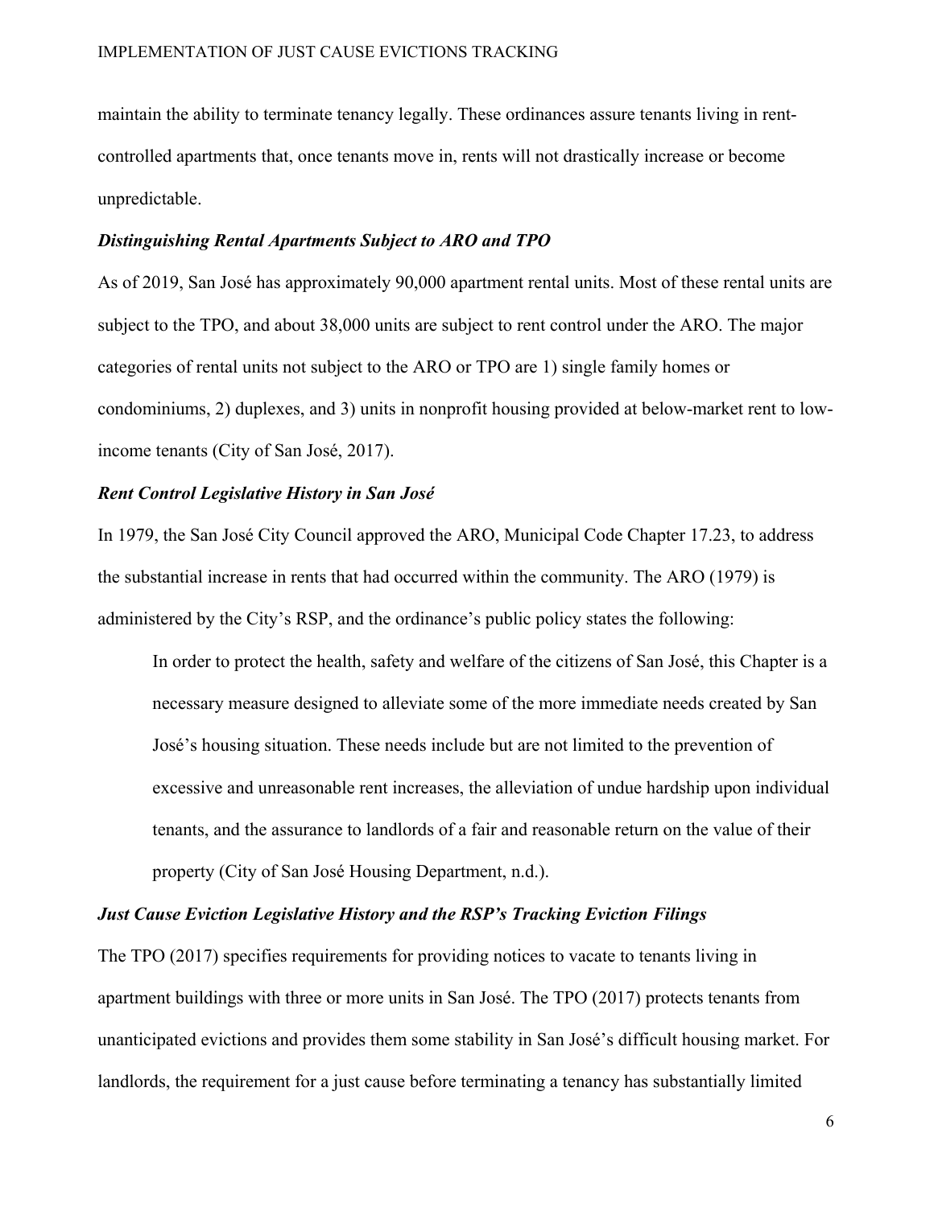maintain the ability to terminate tenancy legally. These ordinances assure tenants living in rent-controlled apartments that, once tenants move in, rents will not drastically increase or become unpredictable.

### *Distinguishing Rental Apartments Subject to ARO and TPO*

As of 2019, San José has approximately 90,000 apartment rental units. Most of these rental units are subject to the TPO, and about 38,000 units are subject to rent control under the ARO. The major categories of rental units not subject to the ARO or TPO are 1) single family homes or condominiums, 2) duplexes, and 3) units in nonprofit housing provided at below-market rent to low-income tenants (City of San José, 2017).

### *Rent Control Legislative History in San José*

In 1979, the San José City Council approved the ARO, Municipal Code Chapter 17.23, to address the substantial increase in rents that had occurred within the community. The ARO (1979) is administered by the City's RSP, and the ordinance's public policy states the following:

> In order to protect the health, safety and welfare of the citizens of San José, this Chapter is a necessary measure designed to alleviate some of the more immediate needs created by San José's housing situation. These needs include but are not limited to the prevention of excessive and unreasonable rent increases, the alleviation of undue hardship upon individual tenants, and the assurance to landlords of a fair and reasonable return on the value of their property (City of San José Housing Department, n.d.).

### *Just Cause Eviction Legislative History and the RSP's Tracking Eviction Filings*

The TPO (2017) specifies requirements for providing notices to vacate to tenants living in apartment buildings with three or more units in San José. The TPO (2017) protects tenants from unanticipated evictions and provides them some stability in San José's difficult housing market. For landlords, the requirement for a just cause before terminating a tenancy has substantially limited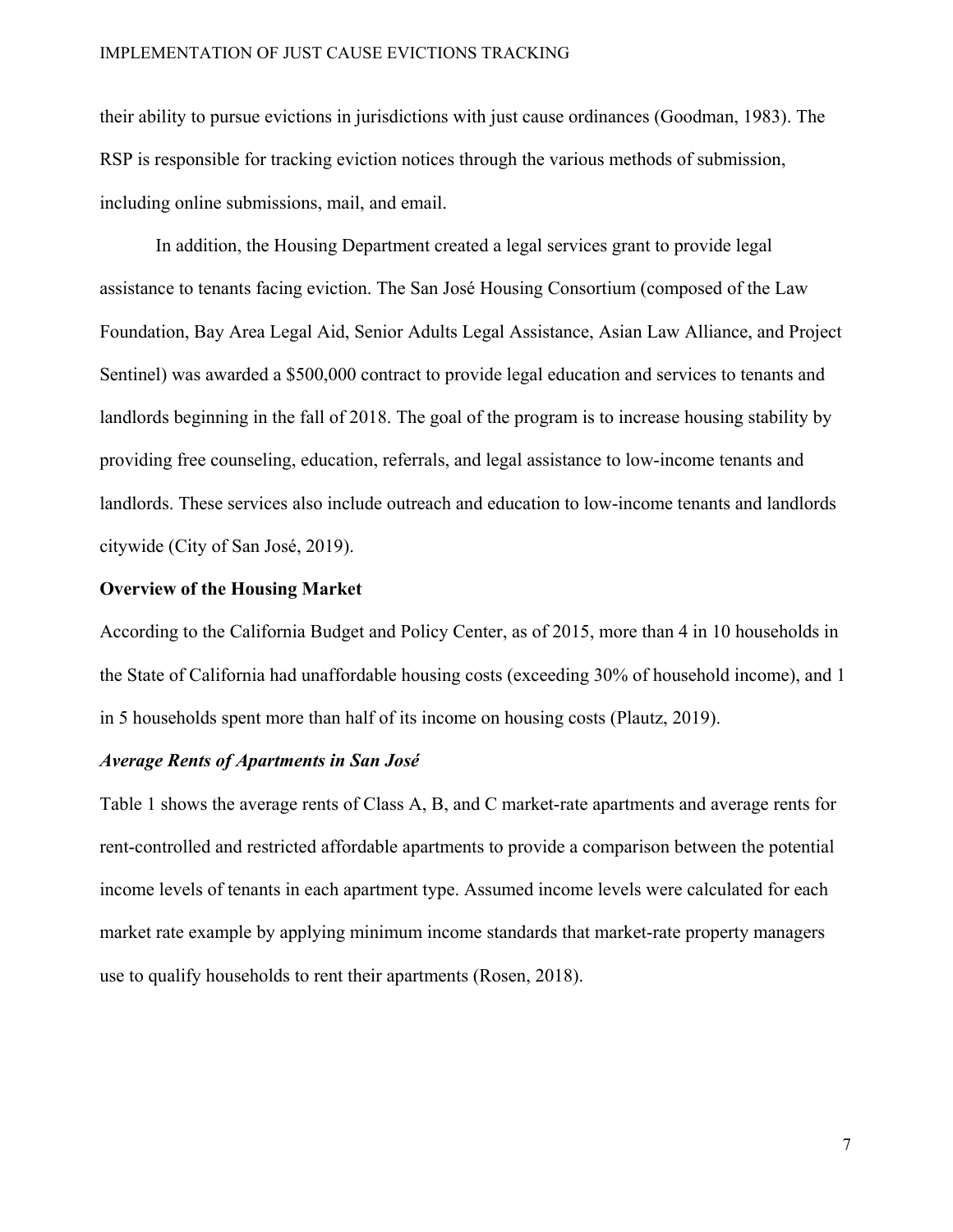their ability to pursue evictions in jurisdictions with just cause ordinances (Goodman, 1983). The RSP is responsible for tracking eviction notices through the various methods of submission, including online submissions, mail, and email.

In addition, the Housing Department created a legal services grant to provide legal assistance to tenants facing eviction. The San José Housing Consortium (composed of the Law Foundation, Bay Area Legal Aid, Senior Adults Legal Assistance, Asian Law Alliance, and Project Sentinel) was awarded a $500,000 contract to provide legal education and services to tenants and landlords beginning in the fall of 2018. The goal of the program is to increase housing stability by providing free counseling, education, referrals, and legal assistance to low-income tenants and landlords. These services also include outreach and education to low-income tenants and landlords citywide (City of San José, 2019).

**Overview of the Housing Market**

According to the California Budget and Policy Center, as of 2015, more than 4 in 10 households in the State of California had unaffordable housing costs (exceeding 30% of household income), and 1 in 5 households spent more than half of its income on housing costs (Plautz, 2019).

***Average Rents of Apartments in San José***

Table 1 shows the average rents of Class A, B, and C market-rate apartments and average rents for rent-controlled and restricted affordable apartments to provide a comparison between the potential income levels of tenants in each apartment type. Assumed income levels were calculated for each market rate example by applying minimum income standards that market-rate property managers use to qualify households to rent their apartments (Rosen, 2018).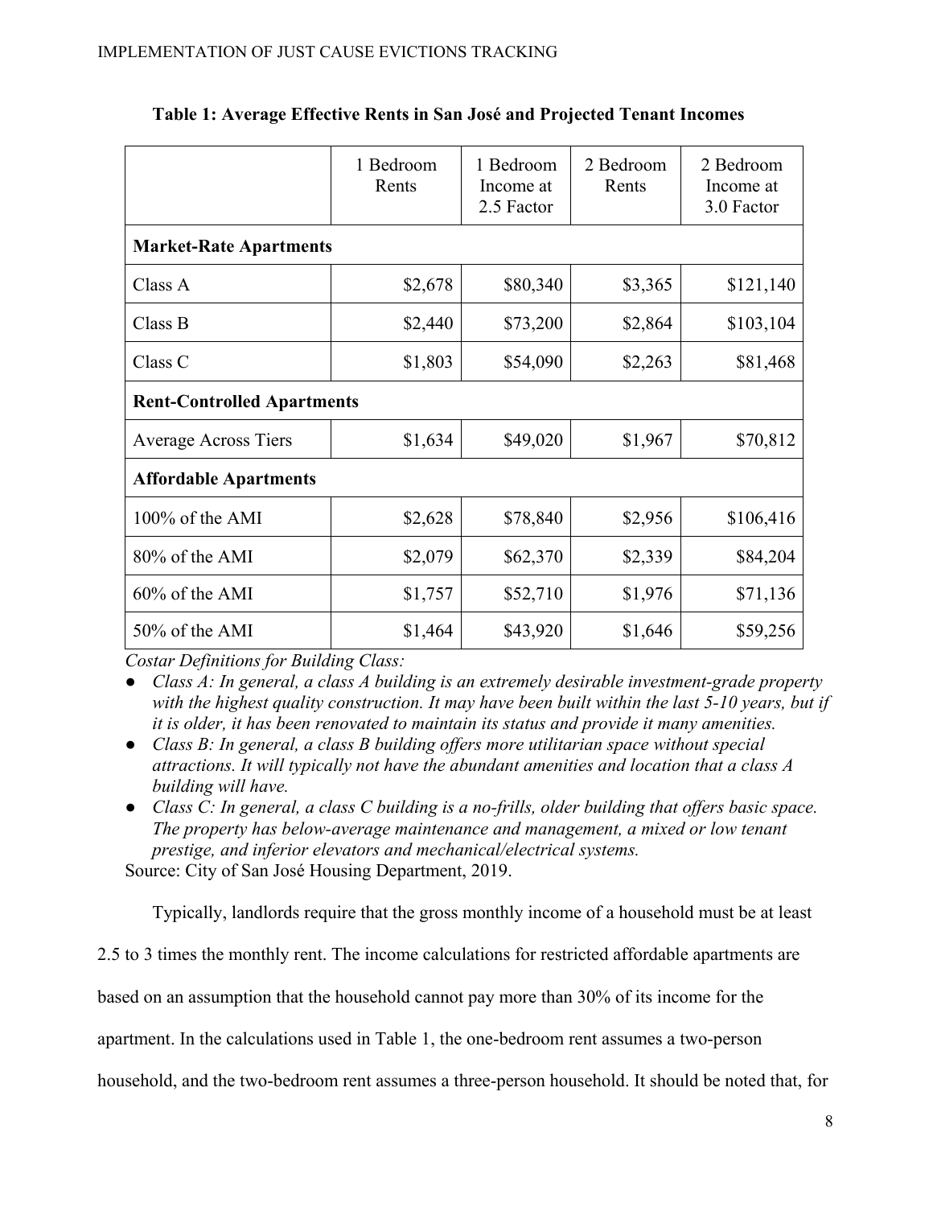**Table 1: Average Effective Rents in San José and Projected Tenant Incomes**

| | 1 Bedroom Rents | 1 Bedroom Income at 2.5 Factor | 2 Bedroom Rents | 2 Bedroom Income at 3.0 Factor |
|---|---|---|---|---|
| **Market-Rate Apartments** | | | | |
| Class A | $2,678 | $80,340 | $3,365 | $121,140 |
| Class B | $2,440 | $73,200 | $2,864 | $103,104 |
| Class C | $1,803 | $54,090 | $2,263 | $81,468 |
| **Rent-Controlled Apartments** | | | | |
| Average Across Tiers | $1,634 | $49,020 | $1,967 | $70,812 |
| **Affordable Apartments** | | | | |
| 100% of the AMI | $2,628 | $78,840 | $2,956 | $106,416 |
| 80% of the AMI | $2,079 | $62,370 | $2,339 | $84,204 |
| 60% of the AMI | $1,757 | $52,710 | $1,976 | $71,136 |
| 50% of the AMI | $1,464 | $43,920 | $1,646 | $59,256 |

*Costar Definitions for Building Class:*

- *Class A: In general, a class A building is an extremely desirable investment-grade property with the highest quality construction. It may have been built within the last 5-10 years, but if it is older, it has been renovated to maintain its status and provide it many amenities.*
- *Class B: In general, a class B building offers more utilitarian space without special attractions. It will typically not have the abundant amenities and location that a class A building will have.*
- *Class C: In general, a class C building is a no-frills, older building that offers basic space. The property has below-average maintenance and management, a mixed or low tenant prestige, and inferior elevators and mechanical/electrical systems.*

Source: City of San José Housing Department, 2019.

Typically, landlords require that the gross monthly income of a household must be at least 2.5 to 3 times the monthly rent. The income calculations for restricted affordable apartments are based on an assumption that the household cannot pay more than 30% of its income for the apartment. In the calculations used in Table 1, the one-bedroom rent assumes a two-person household, and the two-bedroom rent assumes a three-person household. It should be noted that, for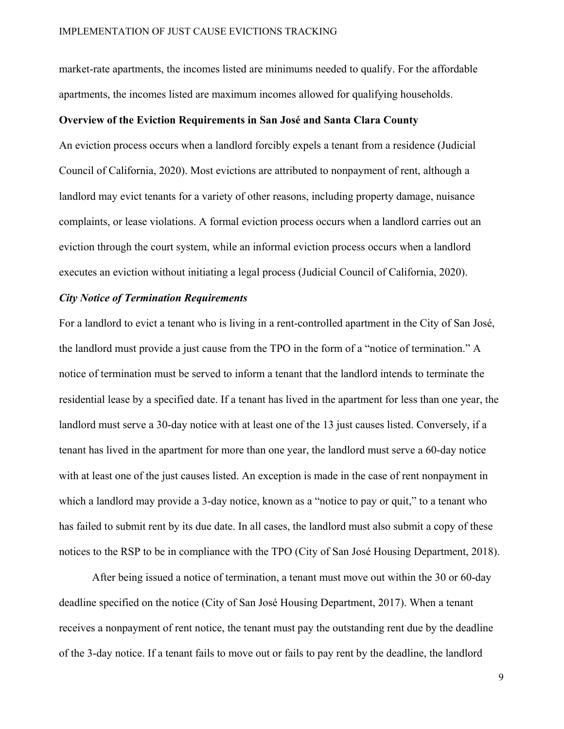market-rate apartments, the incomes listed are minimums needed to qualify. For the affordable apartments, the incomes listed are maximum incomes allowed for qualifying households.

## Overview of the Eviction Requirements in San José and Santa Clara County

An eviction process occurs when a landlord forcibly expels a tenant from a residence (Judicial Council of California, 2020). Most evictions are attributed to nonpayment of rent, although a landlord may evict tenants for a variety of other reasons, including property damage, nuisance complaints, or lease violations. A formal eviction process occurs when a landlord carries out an eviction through the court system, while an informal eviction process occurs when a landlord executes an eviction without initiating a legal process (Judicial Council of California, 2020).

### *City Notice of Termination Requirements*

For a landlord to evict a tenant who is living in a rent-controlled apartment in the City of San José, the landlord must provide a just cause from the TPO in the form of a "notice of termination." A notice of termination must be served to inform a tenant that the landlord intends to terminate the residential lease by a specified date. If a tenant has lived in the apartment for less than one year, the landlord must serve a 30-day notice with at least one of the 13 just causes listed. Conversely, if a tenant has lived in the apartment for more than one year, the landlord must serve a 60-day notice with at least one of the just causes listed. An exception is made in the case of rent nonpayment in which a landlord may provide a 3-day notice, known as a "notice to pay or quit," to a tenant who has failed to submit rent by its due date. In all cases, the landlord must also submit a copy of these notices to the RSP to be in compliance with the TPO (City of San José Housing Department, 2018).

After being issued a notice of termination, a tenant must move out within the 30 or 60-day deadline specified on the notice (City of San José Housing Department, 2017). When a tenant receives a nonpayment of rent notice, the tenant must pay the outstanding rent due by the deadline of the 3-day notice. If a tenant fails to move out or fails to pay rent by the deadline, the landlord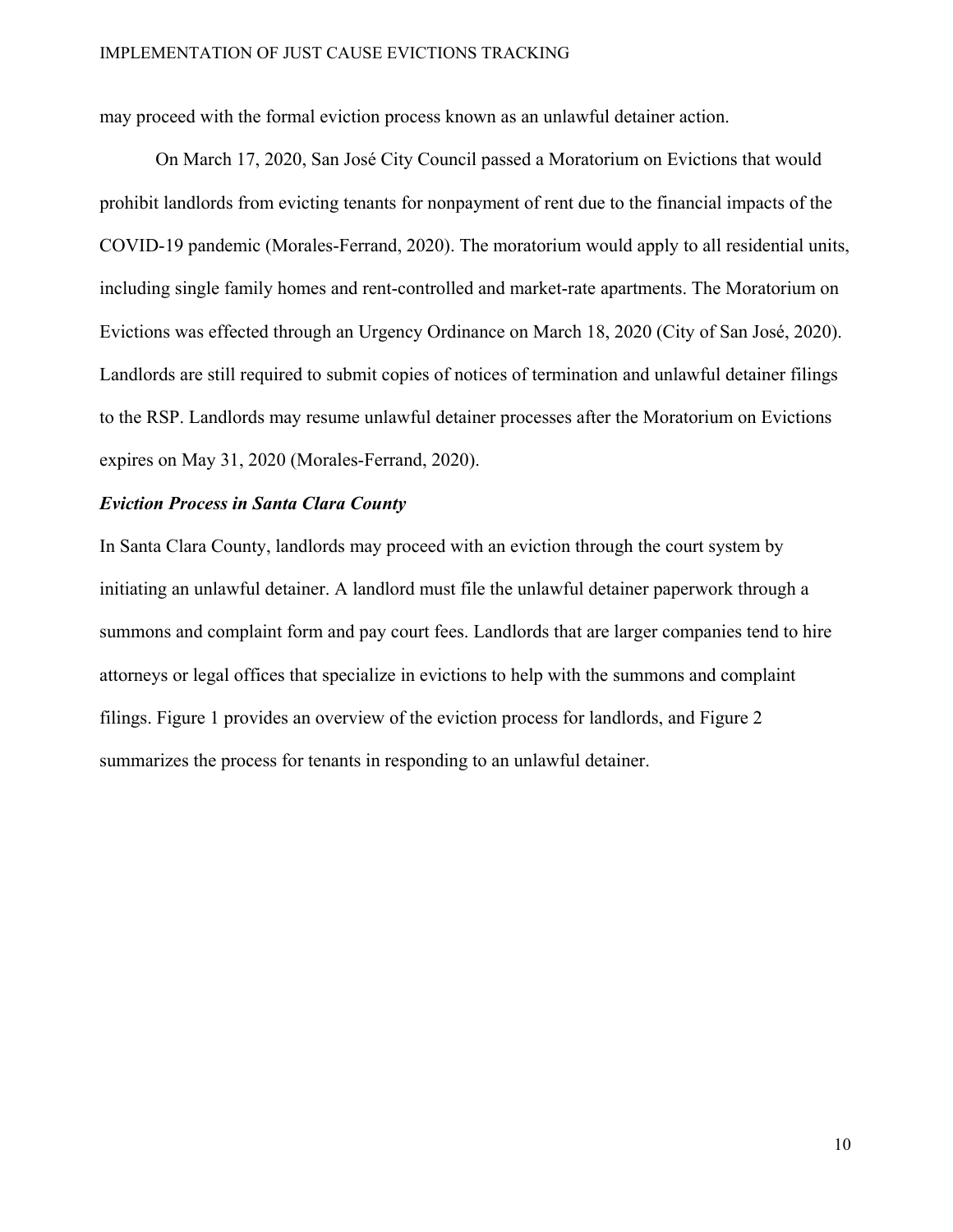may proceed with the formal eviction process known as an unlawful detainer action.

On March 17, 2020, San José City Council passed a Moratorium on Evictions that would prohibit landlords from evicting tenants for nonpayment of rent due to the financial impacts of the COVID-19 pandemic (Morales-Ferrand, 2020). The moratorium would apply to all residential units, including single family homes and rent-controlled and market-rate apartments. The Moratorium on Evictions was effected through an Urgency Ordinance on March 18, 2020 (City of San José, 2020). Landlords are still required to submit copies of notices of termination and unlawful detainer filings to the RSP. Landlords may resume unlawful detainer processes after the Moratorium on Evictions expires on May 31, 2020 (Morales-Ferrand, 2020).

***Eviction Process in Santa Clara County***

In Santa Clara County, landlords may proceed with an eviction through the court system by initiating an unlawful detainer. A landlord must file the unlawful detainer paperwork through a summons and complaint form and pay court fees. Landlords that are larger companies tend to hire attorneys or legal offices that specialize in evictions to help with the summons and complaint filings. Figure 1 provides an overview of the eviction process for landlords, and Figure 2 summarizes the process for tenants in responding to an unlawful detainer.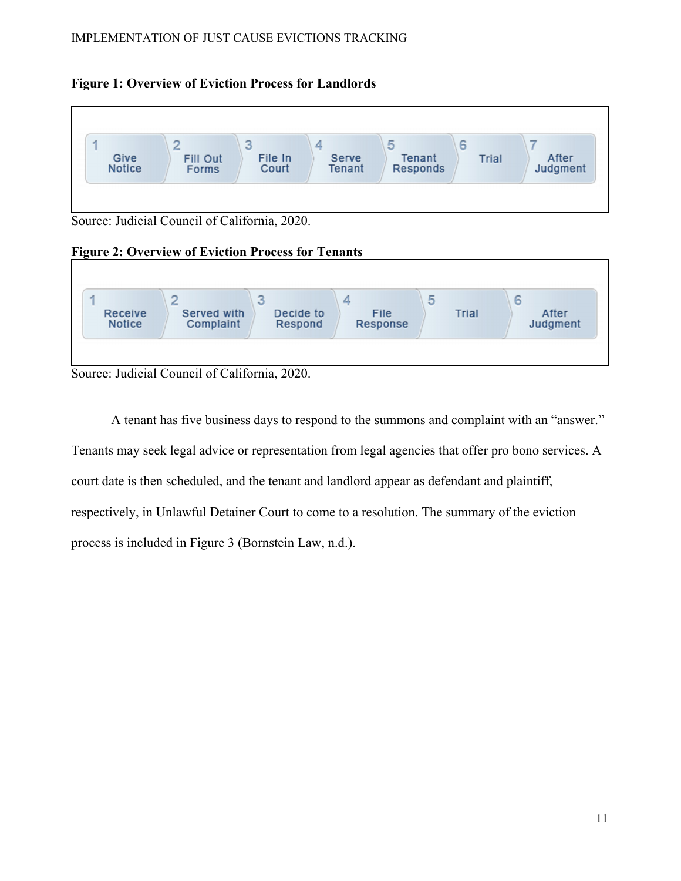**Figure 1: Overview of Eviction Process for Landlords**

| 1 | 2 | 3 | 4 | 5 | 6 | 7 |
|---|---|---|---|---|---|---|
| Give Notice | Fill Out Forms | File In Court | Serve Tenant | Tenant Responds | Trial | After Judgment |

Source: Judicial Council of California, 2020.

**Figure 2: Overview of Eviction Process for Tenants**

| 1 | 2 | 3 | 4 | 5 | 6 |
|---|---|---|---|---|---|
| Receive Notice | Served with Complaint | Decide to Respond | File Response | Trial | After Judgment |

Source: Judicial Council of California, 2020.

A tenant has five business days to respond to the summons and complaint with an "answer." Tenants may seek legal advice or representation from legal agencies that offer pro bono services. A court date is then scheduled, and the tenant and landlord appear as defendant and plaintiff, respectively, in Unlawful Detainer Court to come to a resolution. The summary of the eviction process is included in Figure 3 (Bornstein Law, n.d.).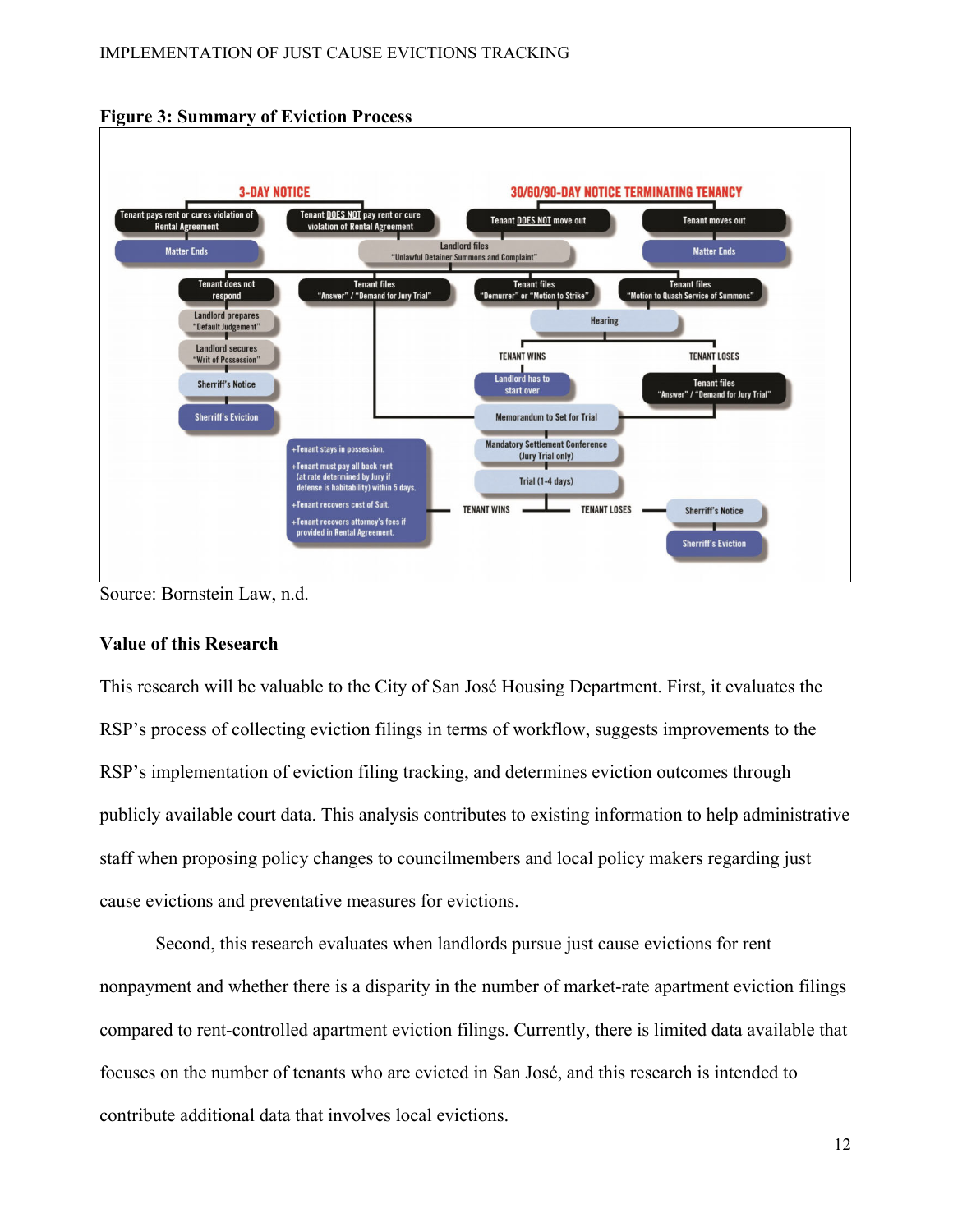**Figure 3: Summary of Eviction Process**

Source: Bornstein Law, n.d.

## Value of this Research

This research will be valuable to the City of San José Housing Department. First, it evaluates the RSP's process of collecting eviction filings in terms of workflow, suggests improvements to the RSP's implementation of eviction filing tracking, and determines eviction outcomes through publicly available court data. This analysis contributes to existing information to help administrative staff when proposing policy changes to councilmembers and local policy makers regarding just cause evictions and preventative measures for evictions.

Second, this research evaluates when landlords pursue just cause evictions for rent nonpayment and whether there is a disparity in the number of market-rate apartment eviction filings compared to rent-controlled apartment eviction filings. Currently, there is limited data available that focuses on the number of tenants who are evicted in San José, and this research is intended to contribute additional data that involves local evictions.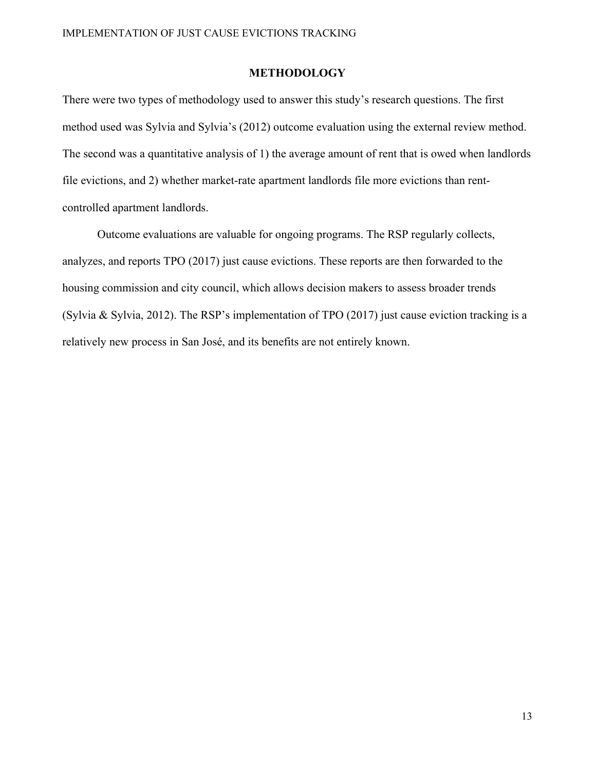## METHODOLOGY

There were two types of methodology used to answer this study's research questions. The first method used was Sylvia and Sylvia's (2012) outcome evaluation using the external review method. The second was a quantitative analysis of 1) the average amount of rent that is owed when landlords file evictions, and 2) whether market-rate apartment landlords file more evictions than rent-controlled apartment landlords.

Outcome evaluations are valuable for ongoing programs. The RSP regularly collects, analyzes, and reports TPO (2017) just cause evictions. These reports are then forwarded to the housing commission and city council, which allows decision makers to assess broader trends (Sylvia & Sylvia, 2012). The RSP's implementation of TPO (2017) just cause eviction tracking is a relatively new process in San José, and its benefits are not entirely known.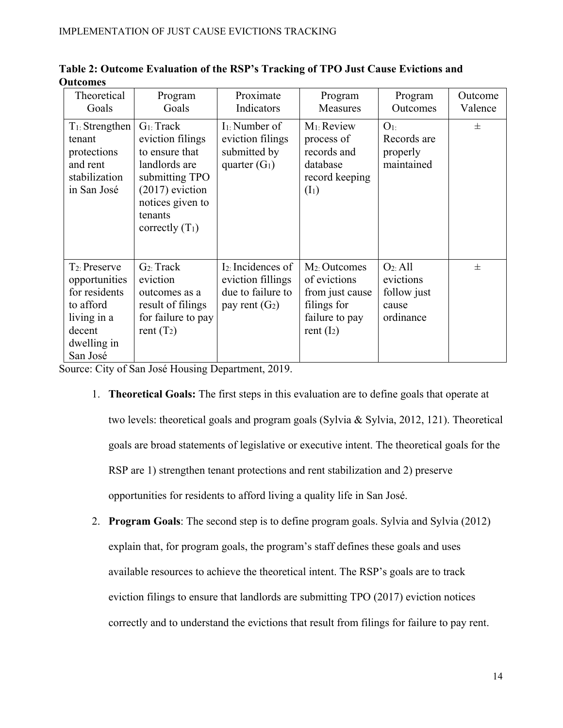**Table 2: Outcome Evaluation of the RSP's Tracking of TPO Just Cause Evictions and Outcomes**

| Theoretical Goals | Program Goals | Proximate Indicators | Program Measures | Program Outcomes | Outcome Valence |
|---|---|---|---|---|---|
| $T_1$: Strengthen tenant protections and rent stabilization in San José | $G_1$: Track eviction filings to ensure that landlords are submitting TPO (2017) eviction notices given to tenants correctly ($T_1$) | $I_1$: Number of eviction filings submitted by quarter ($G_1$) | $M_1$: Review process of records and database record keeping ($I_1$) | $O_1$: Records are properly maintained | ± |
| $T_2$: Preserve opportunities for residents to afford living in a decent dwelling in San José | $G_2$: Track eviction outcomes as a result of filings for failure to pay rent ($T_2$) | $I_2$: Incidences of eviction fillings due to failure to pay rent ($G_2$) | $M_2$: Outcomes of evictions from just cause filings for failure to pay rent ($I_2$) | $O_2$: All evictions follow just cause ordinance | ± |

Source: City of San José Housing Department, 2019.

1. **Theoretical Goals:** The first steps in this evaluation are to define goals that operate at two levels: theoretical goals and program goals (Sylvia & Sylvia, 2012, 121). Theoretical goals are broad statements of legislative or executive intent. The theoretical goals for the RSP are 1) strengthen tenant protections and rent stabilization and 2) preserve opportunities for residents to afford living a quality life in San José.

2. **Program Goals**: The second step is to define program goals. Sylvia and Sylvia (2012) explain that, for program goals, the program's staff defines these goals and uses available resources to achieve the theoretical intent. The RSP's goals are to track eviction filings to ensure that landlords are submitting TPO (2017) eviction notices correctly and to understand the evictions that result from filings for failure to pay rent.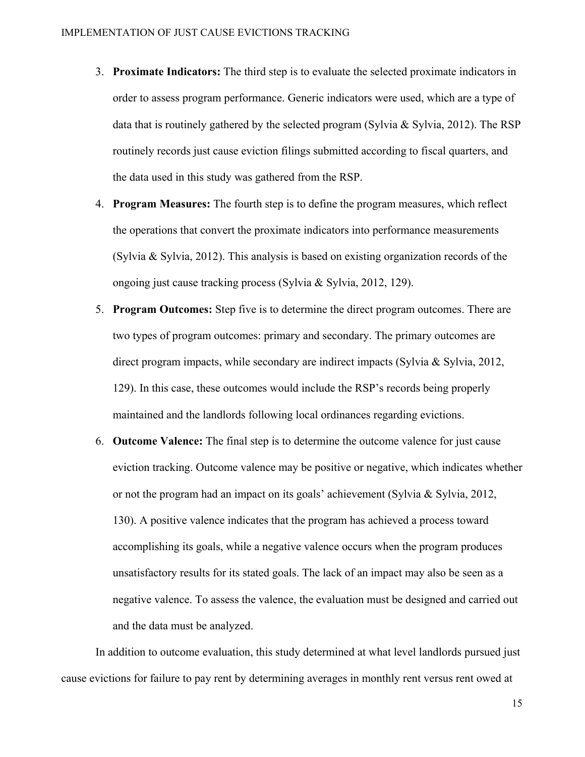3. **Proximate Indicators:** The third step is to evaluate the selected proximate indicators in order to assess program performance. Generic indicators were used, which are a type of data that is routinely gathered by the selected program (Sylvia & Sylvia, 2012). The RSP routinely records just cause eviction filings submitted according to fiscal quarters, and the data used in this study was gathered from the RSP.
4. **Program Measures:** The fourth step is to define the program measures, which reflect the operations that convert the proximate indicators into performance measurements (Sylvia & Sylvia, 2012). This analysis is based on existing organization records of the ongoing just cause tracking process (Sylvia & Sylvia, 2012, 129).
5. **Program Outcomes:** Step five is to determine the direct program outcomes. There are two types of program outcomes: primary and secondary. The primary outcomes are direct program impacts, while secondary are indirect impacts (Sylvia & Sylvia, 2012, 129). In this case, these outcomes would include the RSP's records being properly maintained and the landlords following local ordinances regarding evictions.
6. **Outcome Valence:** The final step is to determine the outcome valence for just cause eviction tracking. Outcome valence may be positive or negative, which indicates whether or not the program had an impact on its goals' achievement (Sylvia & Sylvia, 2012, 130). A positive valence indicates that the program has achieved a process toward accomplishing its goals, while a negative valence occurs when the program produces unsatisfactory results for its stated goals. The lack of an impact may also be seen as a negative valence. To assess the valence, the evaluation must be designed and carried out and the data must be analyzed.

In addition to outcome evaluation, this study determined at what level landlords pursued just cause evictions for failure to pay rent by determining averages in monthly rent versus rent owed at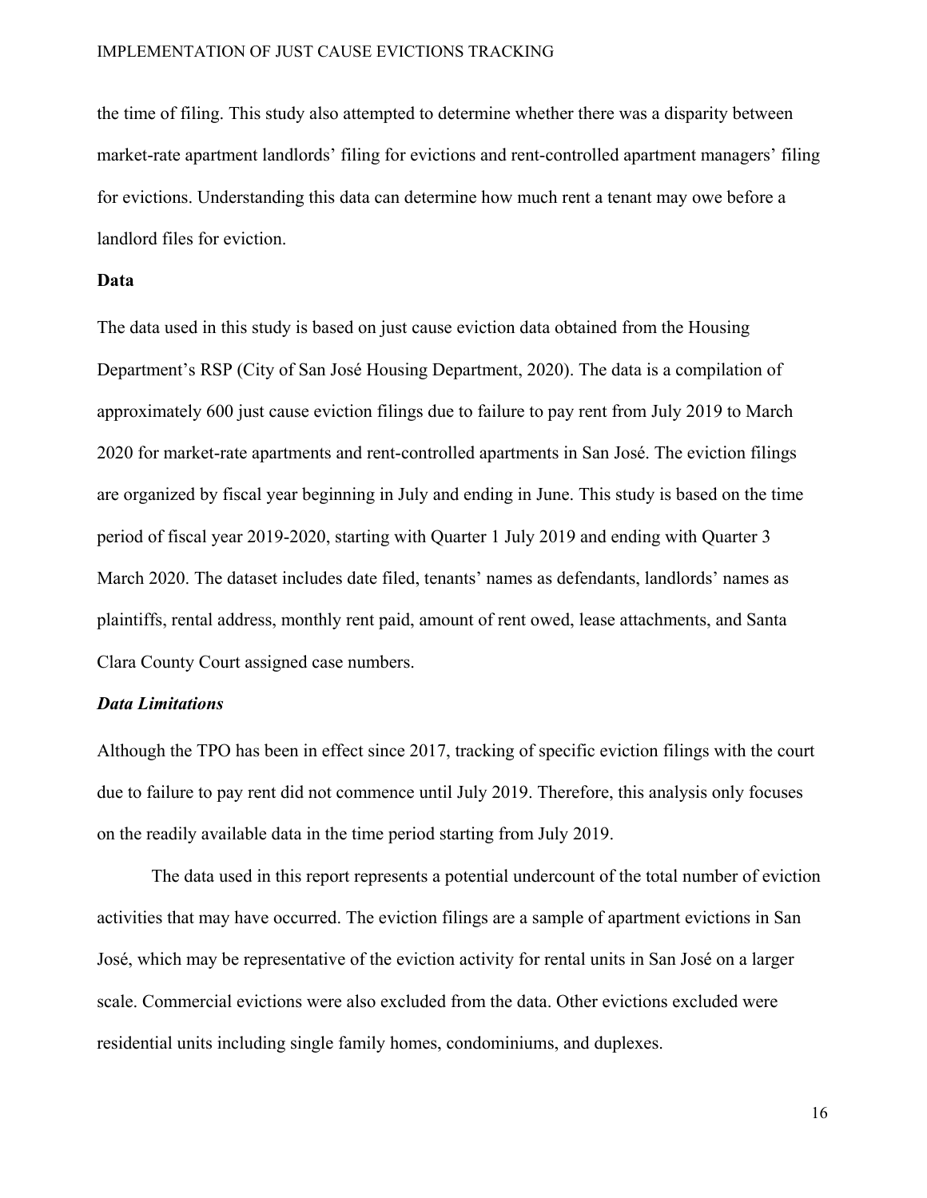the time of filing. This study also attempted to determine whether there was a disparity between market-rate apartment landlords' filing for evictions and rent-controlled apartment managers' filing for evictions. Understanding this data can determine how much rent a tenant may owe before a landlord files for eviction.

## Data

The data used in this study is based on just cause eviction data obtained from the Housing Department's RSP (City of San José Housing Department, 2020). The data is a compilation of approximately 600 just cause eviction filings due to failure to pay rent from July 2019 to March 2020 for market-rate apartments and rent-controlled apartments in San José. The eviction filings are organized by fiscal year beginning in July and ending in June. This study is based on the time period of fiscal year 2019-2020, starting with Quarter 1 July 2019 and ending with Quarter 3 March 2020. The dataset includes date filed, tenants' names as defendants, landlords' names as plaintiffs, rental address, monthly rent paid, amount of rent owed, lease attachments, and Santa Clara County Court assigned case numbers.

### *Data Limitations*

Although the TPO has been in effect since 2017, tracking of specific eviction filings with the court due to failure to pay rent did not commence until July 2019. Therefore, this analysis only focuses on the readily available data in the time period starting from July 2019.

The data used in this report represents a potential undercount of the total number of eviction activities that may have occurred. The eviction filings are a sample of apartment evictions in San José, which may be representative of the eviction activity for rental units in San José on a larger scale. Commercial evictions were also excluded from the data. Other evictions excluded were residential units including single family homes, condominiums, and duplexes.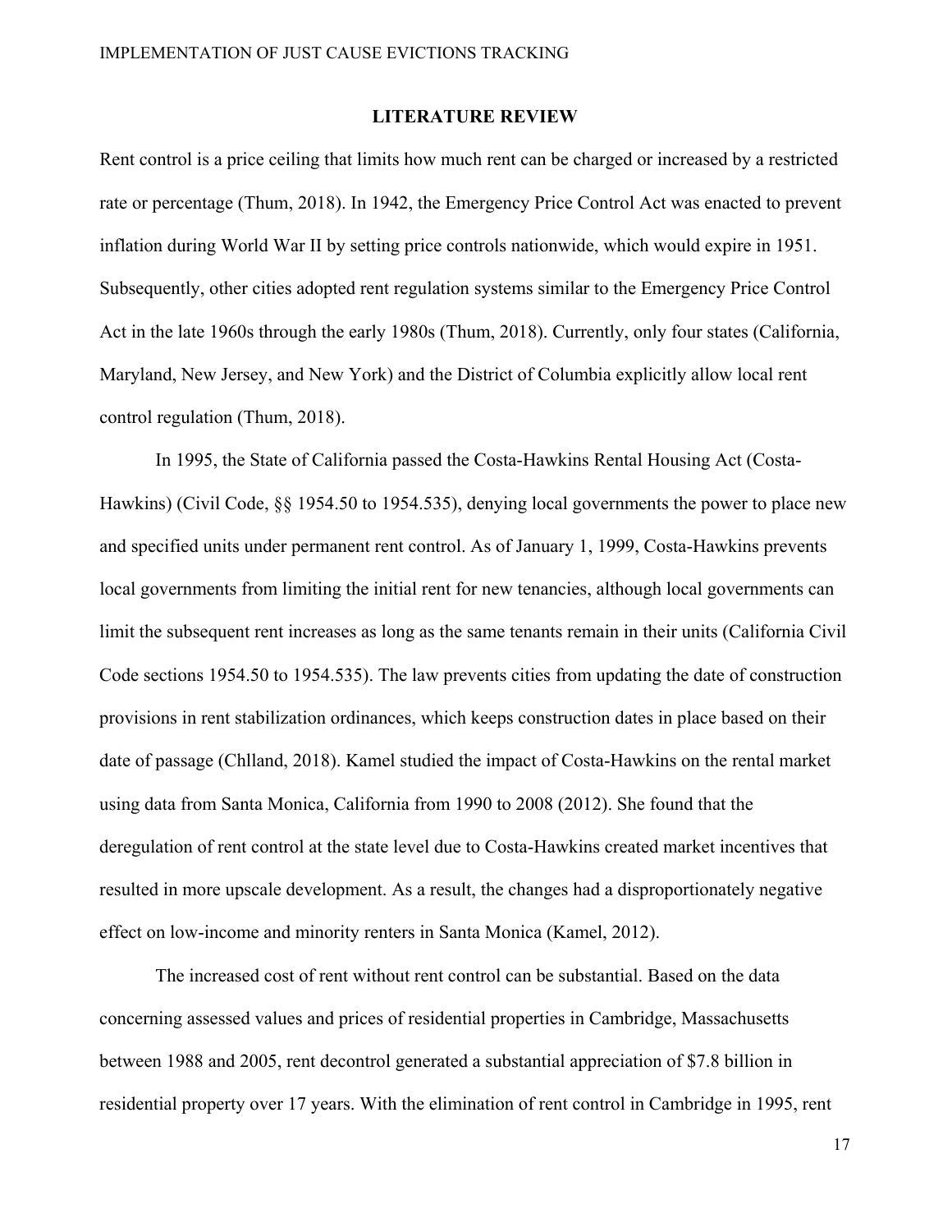## LITERATURE REVIEW

Rent control is a price ceiling that limits how much rent can be charged or increased by a restricted rate or percentage (Thum, 2018). In 1942, the Emergency Price Control Act was enacted to prevent inflation during World War II by setting price controls nationwide, which would expire in 1951. Subsequently, other cities adopted rent regulation systems similar to the Emergency Price Control Act in the late 1960s through the early 1980s (Thum, 2018). Currently, only four states (California, Maryland, New Jersey, and New York) and the District of Columbia explicitly allow local rent control regulation (Thum, 2018).

In 1995, the State of California passed the Costa-Hawkins Rental Housing Act (Costa-Hawkins) (Civil Code, §§ 1954.50 to 1954.535), denying local governments the power to place new and specified units under permanent rent control. As of January 1, 1999, Costa-Hawkins prevents local governments from limiting the initial rent for new tenancies, although local governments can limit the subsequent rent increases as long as the same tenants remain in their units (California Civil Code sections 1954.50 to 1954.535). The law prevents cities from updating the date of construction provisions in rent stabilization ordinances, which keeps construction dates in place based on their date of passage (Chlland, 2018). Kamel studied the impact of Costa-Hawkins on the rental market using data from Santa Monica, California from 1990 to 2008 (2012). She found that the deregulation of rent control at the state level due to Costa-Hawkins created market incentives that resulted in more upscale development. As a result, the changes had a disproportionately negative effect on low-income and minority renters in Santa Monica (Kamel, 2012).

The increased cost of rent without rent control can be substantial. Based on the data concerning assessed values and prices of residential properties in Cambridge, Massachusetts between 1988 and 2005, rent decontrol generated a substantial appreciation of $7.8 billion in residential property over 17 years. With the elimination of rent control in Cambridge in 1995, rent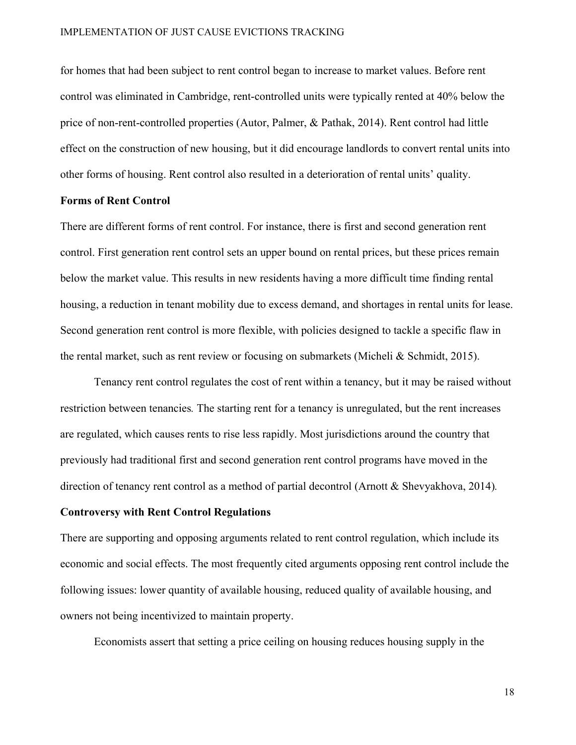for homes that had been subject to rent control began to increase to market values. Before rent control was eliminated in Cambridge, rent-controlled units were typically rented at 40% below the price of non-rent-controlled properties (Autor, Palmer, & Pathak, 2014). Rent control had little effect on the construction of new housing, but it did encourage landlords to convert rental units into other forms of housing. Rent control also resulted in a deterioration of rental units' quality.

**Forms of Rent Control**

There are different forms of rent control. For instance, there is first and second generation rent control. First generation rent control sets an upper bound on rental prices, but these prices remain below the market value. This results in new residents having a more difficult time finding rental housing, a reduction in tenant mobility due to excess demand, and shortages in rental units for lease. Second generation rent control is more flexible, with policies designed to tackle a specific flaw in the rental market, such as rent review or focusing on submarkets (Micheli & Schmidt, 2015).

Tenancy rent control regulates the cost of rent within a tenancy, but it may be raised without restriction between tenancies. The starting rent for a tenancy is unregulated, but the rent increases are regulated, which causes rents to rise less rapidly. Most jurisdictions around the country that previously had traditional first and second generation rent control programs have moved in the direction of tenancy rent control as a method of partial decontrol (Arnott & Shevyakhova, 2014).

**Controversy with Rent Control Regulations**

There are supporting and opposing arguments related to rent control regulation, which include its economic and social effects. The most frequently cited arguments opposing rent control include the following issues: lower quantity of available housing, reduced quality of available housing, and owners not being incentivized to maintain property.

Economists assert that setting a price ceiling on housing reduces housing supply in the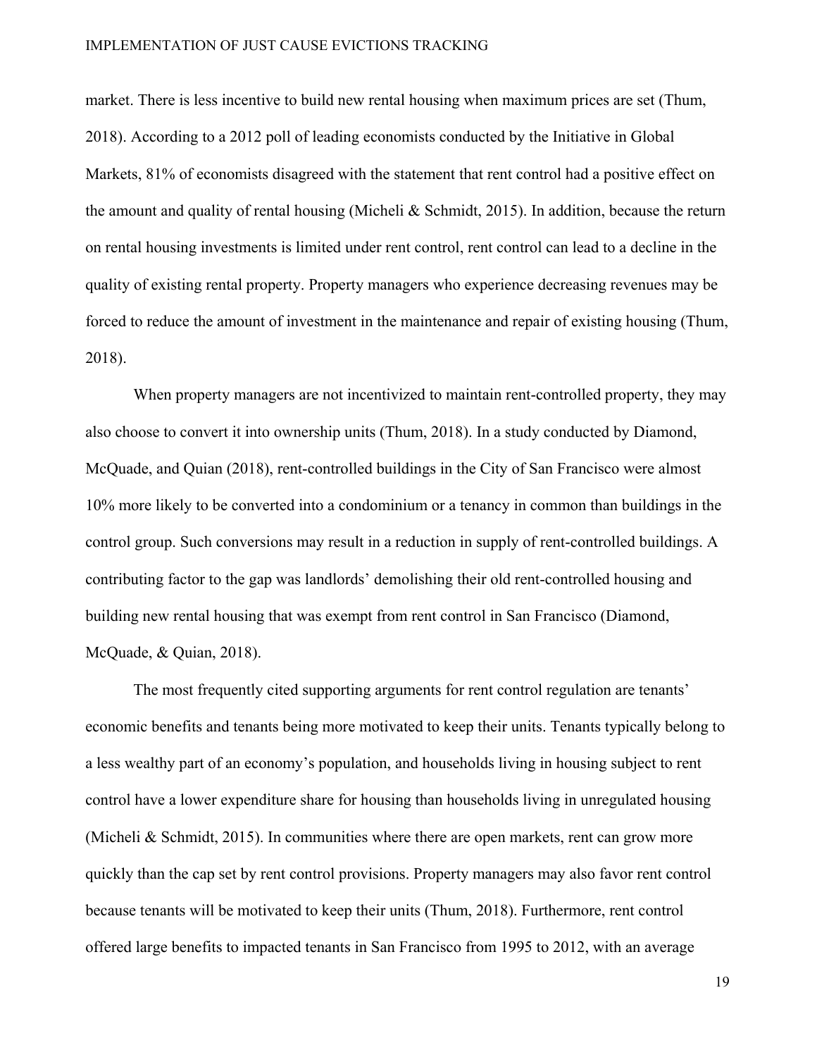market. There is less incentive to build new rental housing when maximum prices are set (Thum, 2018). According to a 2012 poll of leading economists conducted by the Initiative in Global Markets, 81% of economists disagreed with the statement that rent control had a positive effect on the amount and quality of rental housing (Micheli & Schmidt, 2015). In addition, because the return on rental housing investments is limited under rent control, rent control can lead to a decline in the quality of existing rental property. Property managers who experience decreasing revenues may be forced to reduce the amount of investment in the maintenance and repair of existing housing (Thum, 2018).

When property managers are not incentivized to maintain rent-controlled property, they may also choose to convert it into ownership units (Thum, 2018). In a study conducted by Diamond, McQuade, and Quian (2018), rent-controlled buildings in the City of San Francisco were almost 10% more likely to be converted into a condominium or a tenancy in common than buildings in the control group. Such conversions may result in a reduction in supply of rent-controlled buildings. A contributing factor to the gap was landlords' demolishing their old rent-controlled housing and building new rental housing that was exempt from rent control in San Francisco (Diamond, McQuade, & Quian, 2018).

The most frequently cited supporting arguments for rent control regulation are tenants' economic benefits and tenants being more motivated to keep their units. Tenants typically belong to a less wealthy part of an economy's population, and households living in housing subject to rent control have a lower expenditure share for housing than households living in unregulated housing (Micheli & Schmidt, 2015). In communities where there are open markets, rent can grow more quickly than the cap set by rent control provisions. Property managers may also favor rent control because tenants will be motivated to keep their units (Thum, 2018). Furthermore, rent control offered large benefits to impacted tenants in San Francisco from 1995 to 2012, with an average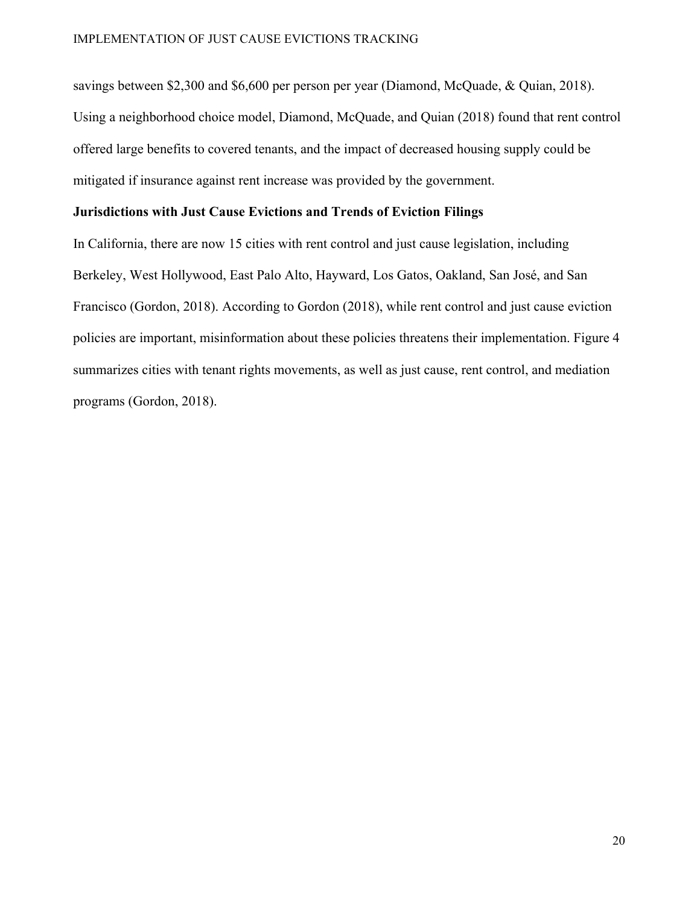savings between $2,300 and $6,600 per person per year (Diamond, McQuade, & Quian, 2018). Using a neighborhood choice model, Diamond, McQuade, and Quian (2018) found that rent control offered large benefits to covered tenants, and the impact of decreased housing supply could be mitigated if insurance against rent increase was provided by the government.

### Jurisdictions with Just Cause Evictions and Trends of Eviction Filings

In California, there are now 15 cities with rent control and just cause legislation, including Berkeley, West Hollywood, East Palo Alto, Hayward, Los Gatos, Oakland, San José, and San Francisco (Gordon, 2018). According to Gordon (2018), while rent control and just cause eviction policies are important, misinformation about these policies threatens their implementation. Figure 4 summarizes cities with tenant rights movements, as well as just cause, rent control, and mediation programs (Gordon, 2018).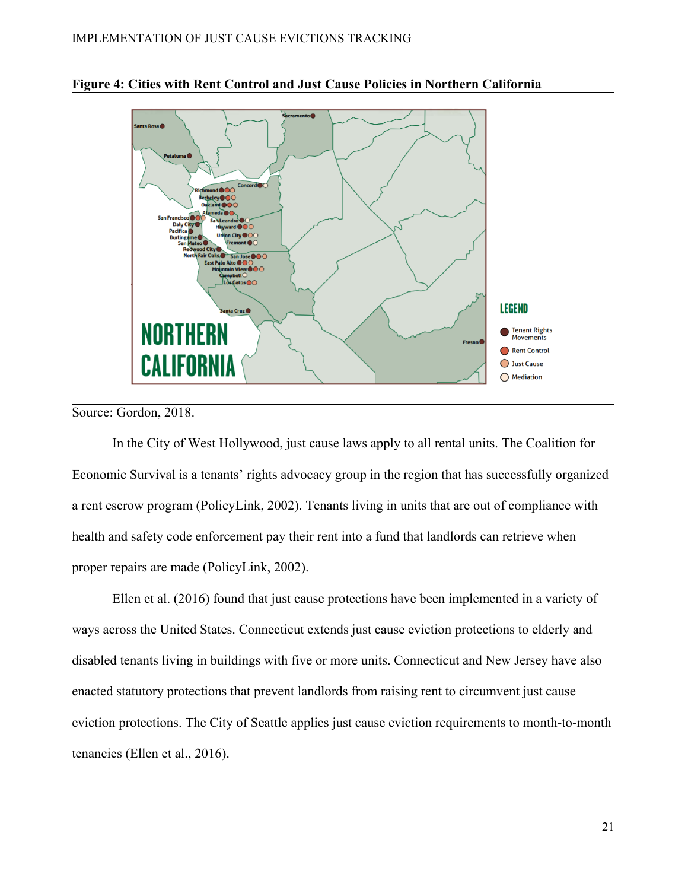**Figure 4: Cities with Rent Control and Just Cause Policies in Northern California**

Source: Gordon, 2018.

In the City of West Hollywood, just cause laws apply to all rental units. The Coalition for Economic Survival is a tenants' rights advocacy group in the region that has successfully organized a rent escrow program (PolicyLink, 2002). Tenants living in units that are out of compliance with health and safety code enforcement pay their rent into a fund that landlords can retrieve when proper repairs are made (PolicyLink, 2002).

Ellen et al. (2016) found that just cause protections have been implemented in a variety of ways across the United States. Connecticut extends just cause eviction protections to elderly and disabled tenants living in buildings with five or more units. Connecticut and New Jersey have also enacted statutory protections that prevent landlords from raising rent to circumvent just cause eviction protections. The City of Seattle applies just cause eviction requirements to month-to-month tenancies (Ellen et al., 2016).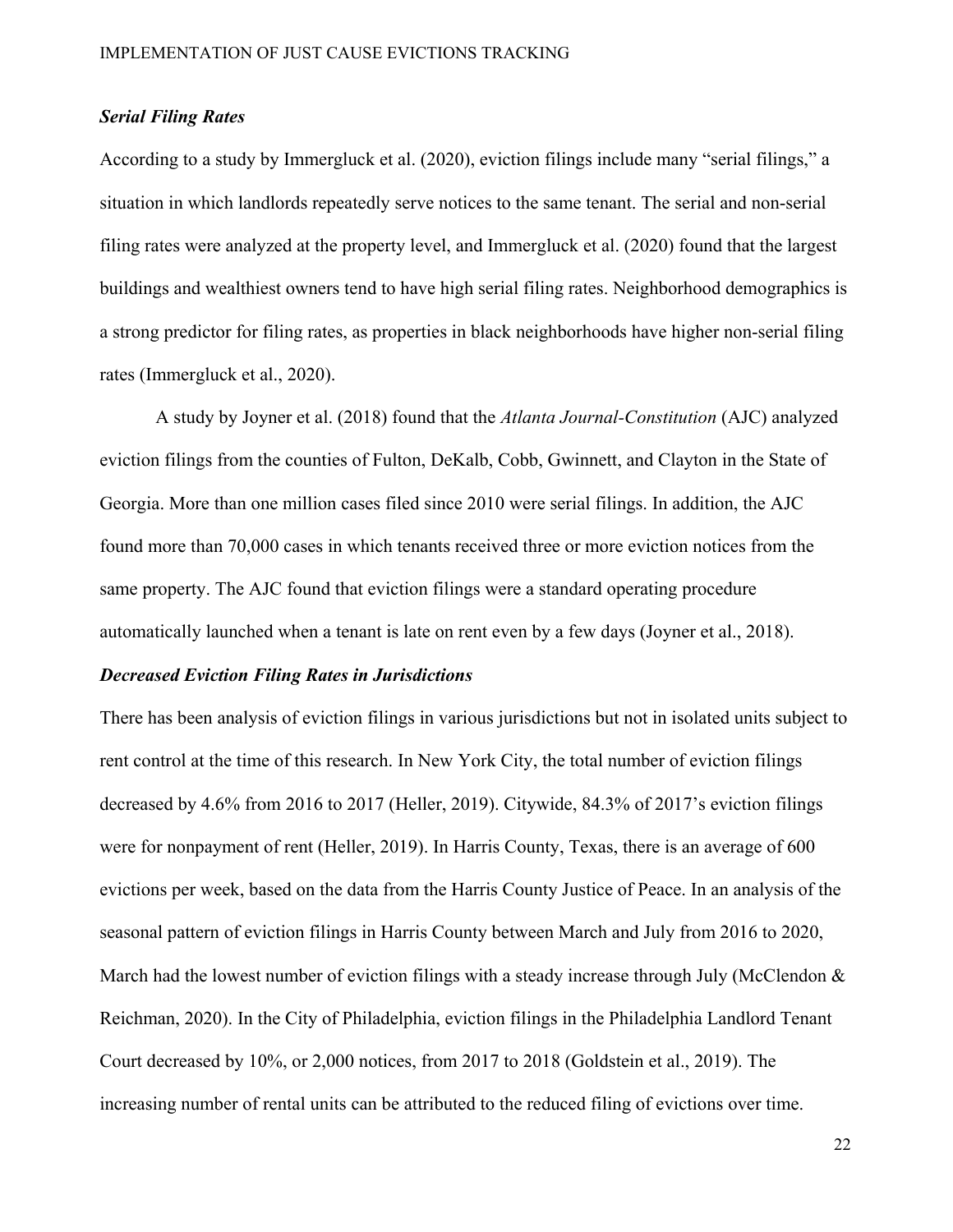### *Serial Filing Rates*

According to a study by Immergluck et al. (2020), eviction filings include many "serial filings," a situation in which landlords repeatedly serve notices to the same tenant. The serial and non-serial filing rates were analyzed at the property level, and Immergluck et al. (2020) found that the largest buildings and wealthiest owners tend to have high serial filing rates. Neighborhood demographics is a strong predictor for filing rates, as properties in black neighborhoods have higher non-serial filing rates (Immergluck et al., 2020).

A study by Joyner et al. (2018) found that the *Atlanta Journal-Constitution* (AJC) analyzed eviction filings from the counties of Fulton, DeKalb, Cobb, Gwinnett, and Clayton in the State of Georgia. More than one million cases filed since 2010 were serial filings. In addition, the AJC found more than 70,000 cases in which tenants received three or more eviction notices from the same property. The AJC found that eviction filings were a standard operating procedure automatically launched when a tenant is late on rent even by a few days (Joyner et al., 2018).

### *Decreased Eviction Filing Rates in Jurisdictions*

There has been analysis of eviction filings in various jurisdictions but not in isolated units subject to rent control at the time of this research. In New York City, the total number of eviction filings decreased by 4.6% from 2016 to 2017 (Heller, 2019). Citywide, 84.3% of 2017's eviction filings were for nonpayment of rent (Heller, 2019). In Harris County, Texas, there is an average of 600 evictions per week, based on the data from the Harris County Justice of Peace. In an analysis of the seasonal pattern of eviction filings in Harris County between March and July from 2016 to 2020, March had the lowest number of eviction filings with a steady increase through July (McClendon & Reichman, 2020). In the City of Philadelphia, eviction filings in the Philadelphia Landlord Tenant Court decreased by 10%, or 2,000 notices, from 2017 to 2018 (Goldstein et al., 2019). The increasing number of rental units can be attributed to the reduced filing of evictions over time.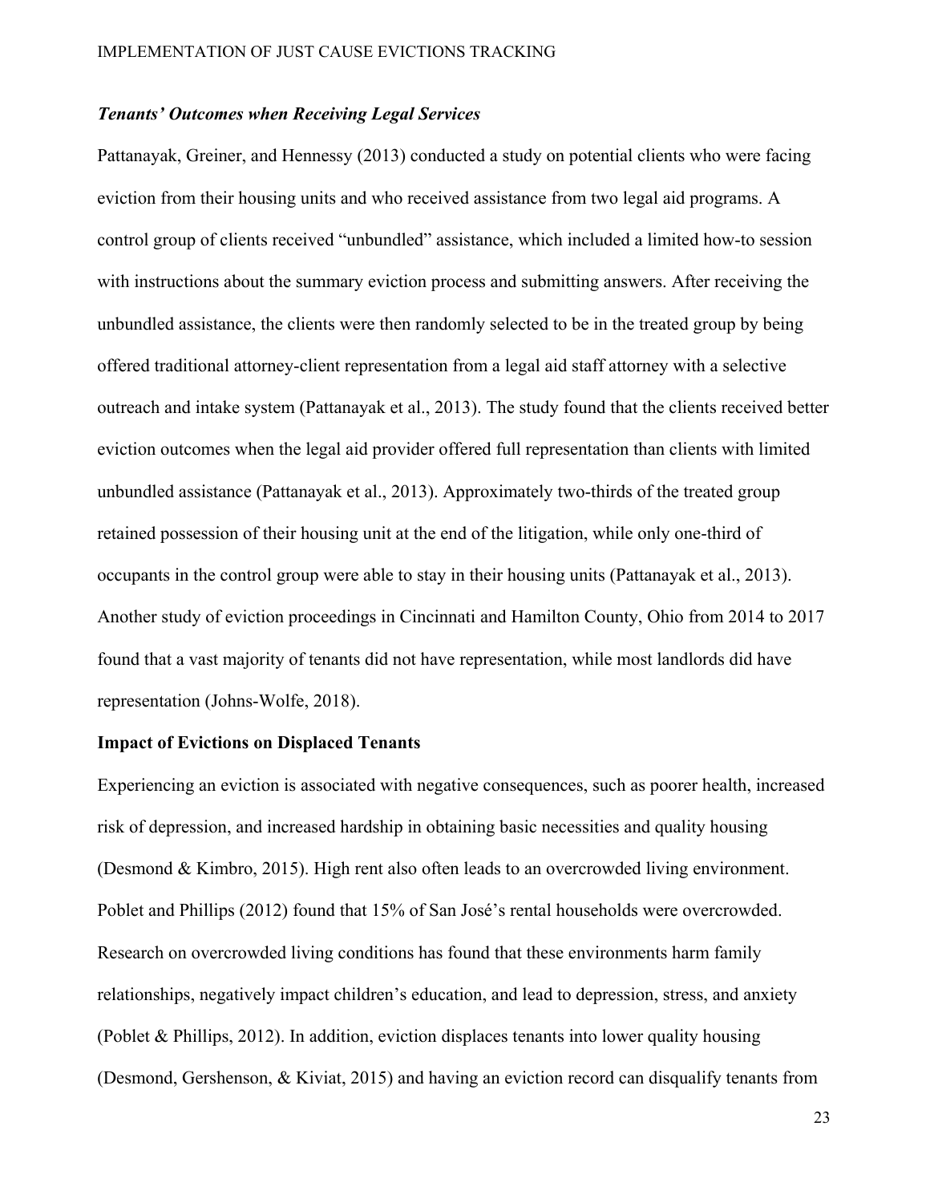### *Tenants' Outcomes when Receiving Legal Services*

Pattanayak, Greiner, and Hennessy (2013) conducted a study on potential clients who were facing eviction from their housing units and who received assistance from two legal aid programs. A control group of clients received "unbundled" assistance, which included a limited how-to session with instructions about the summary eviction process and submitting answers. After receiving the unbundled assistance, the clients were then randomly selected to be in the treated group by being offered traditional attorney-client representation from a legal aid staff attorney with a selective outreach and intake system (Pattanayak et al., 2013). The study found that the clients received better eviction outcomes when the legal aid provider offered full representation than clients with limited unbundled assistance (Pattanayak et al., 2013). Approximately two-thirds of the treated group retained possession of their housing unit at the end of the litigation, while only one-third of occupants in the control group were able to stay in their housing units (Pattanayak et al., 2013). Another study of eviction proceedings in Cincinnati and Hamilton County, Ohio from 2014 to 2017 found that a vast majority of tenants did not have representation, while most landlords did have representation (Johns-Wolfe, 2018).

## Impact of Evictions on Displaced Tenants

Experiencing an eviction is associated with negative consequences, such as poorer health, increased risk of depression, and increased hardship in obtaining basic necessities and quality housing (Desmond & Kimbro, 2015). High rent also often leads to an overcrowded living environment. Poblet and Phillips (2012) found that 15% of San José's rental households were overcrowded. Research on overcrowded living conditions has found that these environments harm family relationships, negatively impact children's education, and lead to depression, stress, and anxiety (Poblet & Phillips, 2012). In addition, eviction displaces tenants into lower quality housing (Desmond, Gershenson, & Kiviat, 2015) and having an eviction record can disqualify tenants from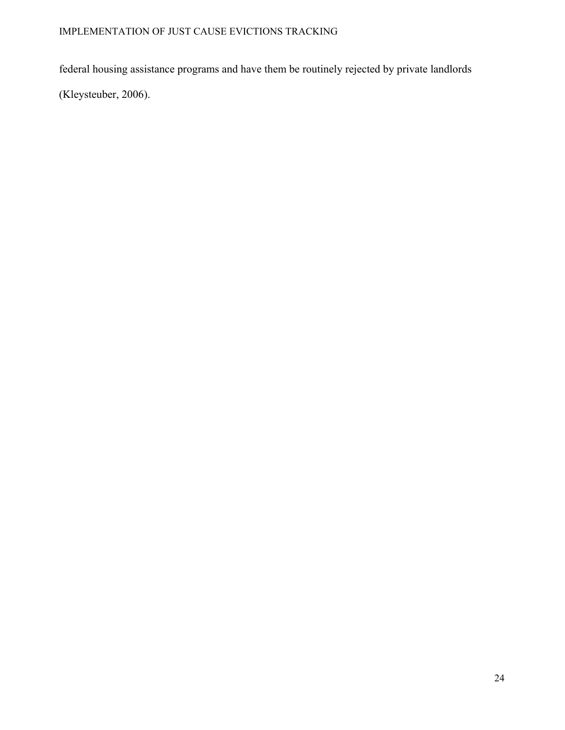federal housing assistance programs and have them be routinely rejected by private landlords (Kleysteuber, 2006).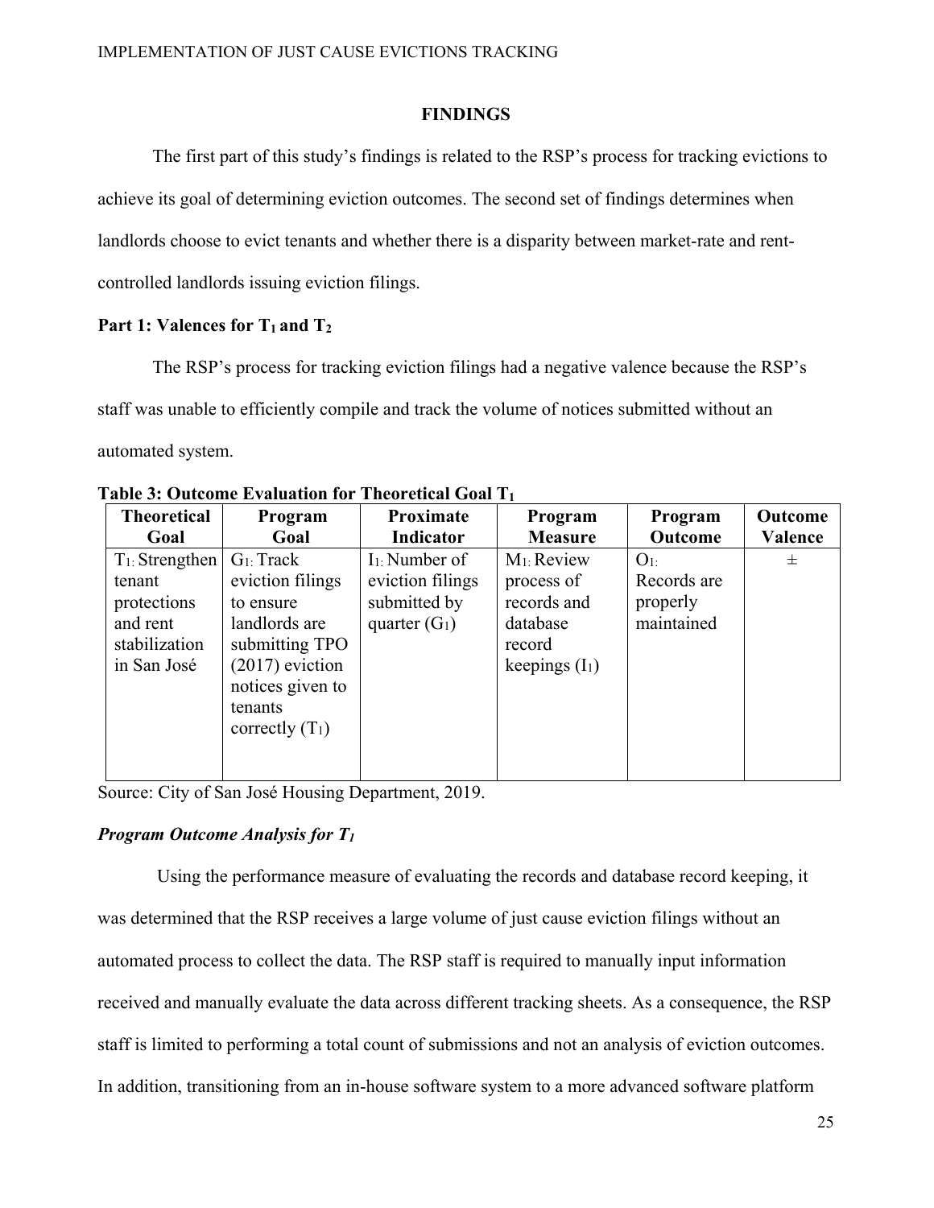## FINDINGS

The first part of this study's findings is related to the RSP's process for tracking evictions to achieve its goal of determining eviction outcomes. The second set of findings determines when landlords choose to evict tenants and whether there is a disparity between market-rate and rent-controlled landlords issuing eviction filings.

### Part 1: Valences for $T_1$ and $T_2$

The RSP's process for tracking eviction filings had a negative valence because the RSP's staff was unable to efficiently compile and track the volume of notices submitted without an automated system.

**Table 3: Outcome Evaluation for Theoretical Goal $T_1$**

| Theoretical Goal | Program Goal | Proximate Indicator | Program Measure | Program Outcome | Outcome Valence |
|---|---|---|---|---|---|
| $T_1$: Strengthen tenant protections and rent stabilization in San José | $G_1$: Track eviction filings to ensure landlords are submitting TPO (2017) eviction notices given to tenants correctly ($T_1$) | $I_1$: Number of eviction filings submitted by quarter ($G_1$) | $M_1$: Review process of records and database record keepings ($I_1$) | $O_1$: Records are properly maintained | ± |

Source: City of San José Housing Department, 2019.

#### *Program Outcome Analysis for $T_1$*

Using the performance measure of evaluating the records and database record keeping, it was determined that the RSP receives a large volume of just cause eviction filings without an automated process to collect the data. The RSP staff is required to manually input information received and manually evaluate the data across different tracking sheets. As a consequence, the RSP staff is limited to performing a total count of submissions and not an analysis of eviction outcomes. In addition, transitioning from an in-house software system to a more advanced software platform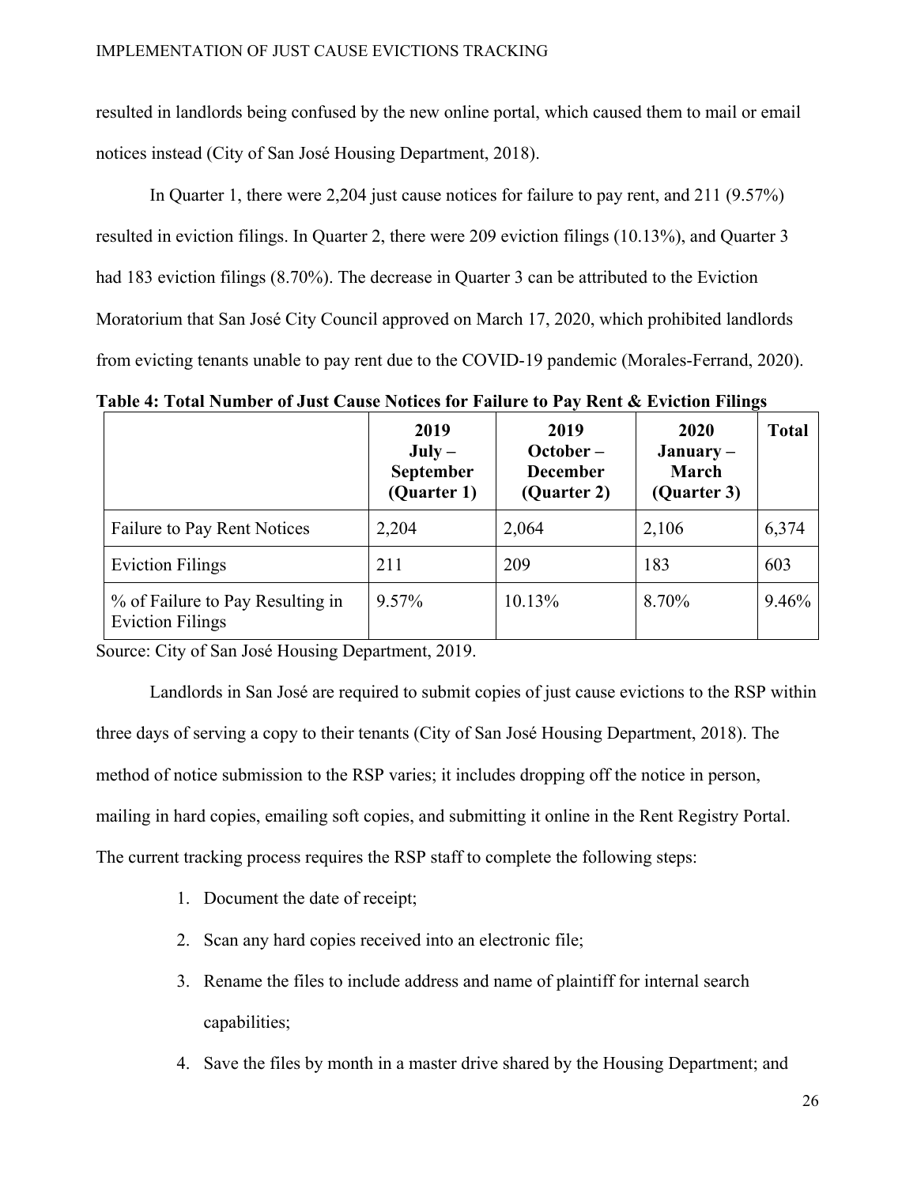resulted in landlords being confused by the new online portal, which caused them to mail or email notices instead (City of San José Housing Department, 2018).

In Quarter 1, there were 2,204 just cause notices for failure to pay rent, and 211 (9.57%) resulted in eviction filings. In Quarter 2, there were 209 eviction filings (10.13%), and Quarter 3 had 183 eviction filings (8.70%). The decrease in Quarter 3 can be attributed to the Eviction Moratorium that San José City Council approved on March 17, 2020, which prohibited landlords from evicting tenants unable to pay rent due to the COVID-19 pandemic (Morales-Ferrand, 2020).

**Table 4: Total Number of Just Cause Notices for Failure to Pay Rent & Eviction Filings**

| | 2019 July – September (Quarter 1) | 2019 October – December (Quarter 2) | 2020 January – March (Quarter 3) | Total |
|---|---|---|---|---|
| Failure to Pay Rent Notices | 2,204 | 2,064 | 2,106 | 6,374 |
| Eviction Filings | 211 | 209 | 183 | 603 |
| % of Failure to Pay Resulting in Eviction Filings | 9.57% | 10.13% | 8.70% | 9.46% |

Source: City of San José Housing Department, 2019.

Landlords in San José are required to submit copies of just cause evictions to the RSP within three days of serving a copy to their tenants (City of San José Housing Department, 2018). The method of notice submission to the RSP varies; it includes dropping off the notice in person, mailing in hard copies, emailing soft copies, and submitting it online in the Rent Registry Portal. The current tracking process requires the RSP staff to complete the following steps:

1. Document the date of receipt;
2. Scan any hard copies received into an electronic file;
3. Rename the files to include address and name of plaintiff for internal search capabilities;
4. Save the files by month in a master drive shared by the Housing Department; and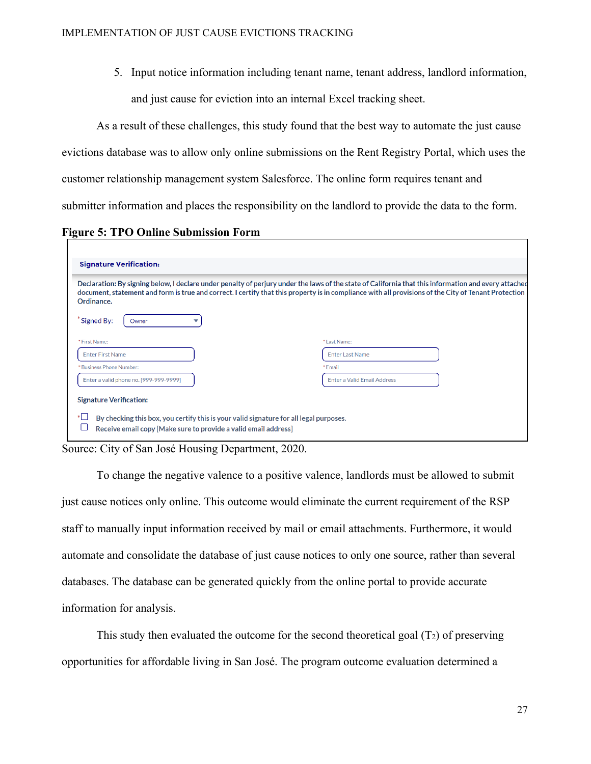5. Input notice information including tenant name, tenant address, landlord information, and just cause for eviction into an internal Excel tracking sheet.

As a result of these challenges, this study found that the best way to automate the just cause evictions database was to allow only online submissions on the Rent Registry Portal, which uses the customer relationship management system Salesforce. The online form requires tenant and submitter information and places the responsibility on the landlord to provide the data to the form.

**Figure 5: TPO Online Submission Form**

**Signature Verification:**

Declaration: By signing below, I declare under penalty of perjury under the laws of the state of California that this information and every attached document, statement and form is true and correct. I certify that this property is in compliance with all provisions of the City of Tenant Protection Ordinance.

*Signed By: Owner

*First Name: Enter First Name

*Last Name: Enter Last Name

*Business Phone Number: Enter a valid phone no. [999-999-9999]

*Email: Enter a Valid Email Address

Signature Verification:

*☐ By checking this box, you certify this is your valid signature for all legal purposes.

☐ Receive email copy [Make sure to provide a valid email address]

Source: City of San José Housing Department, 2020.

To change the negative valence to a positive valence, landlords must be allowed to submit just cause notices only online. This outcome would eliminate the current requirement of the RSP staff to manually input information received by mail or email attachments. Furthermore, it would automate and consolidate the database of just cause notices to only one source, rather than several databases. The database can be generated quickly from the online portal to provide accurate information for analysis.

This study then evaluated the outcome for the second theoretical goal ($T_2$) of preserving opportunities for affordable living in San José. The program outcome evaluation determined a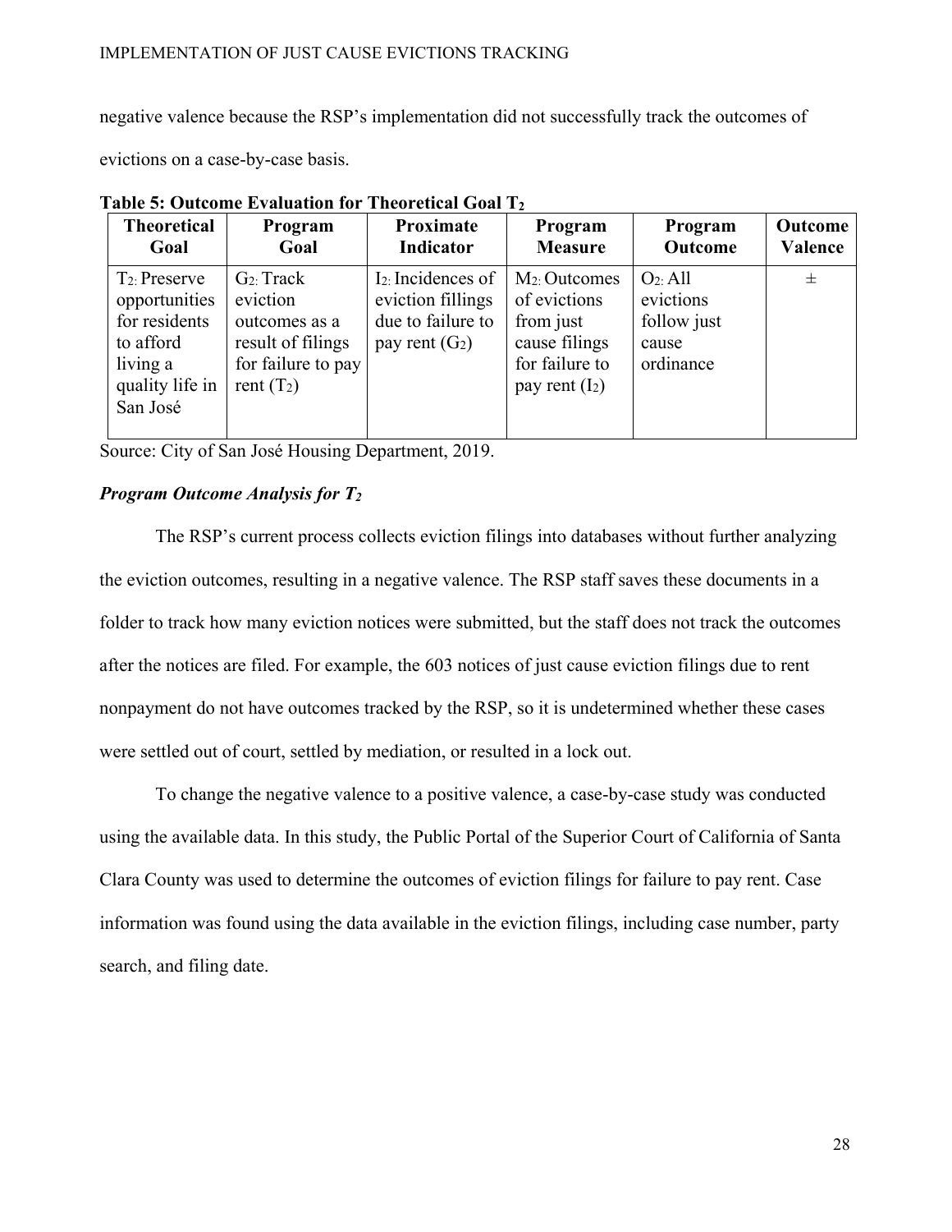negative valence because the RSP's implementation did not successfully track the outcomes of evictions on a case-by-case basis.

**Table 5: Outcome Evaluation for Theoretical Goal $T_2$**

| Theoretical Goal | Program Goal | Proximate Indicator | Program Measure | Program Outcome | Outcome Valence |
|---|---|---|---|---|---|
| $T_2$: Preserve opportunities for residents to afford living a quality life in San José | $G_2$: Track eviction outcomes as a result of filings for failure to pay rent ($T_2$) | $I_2$: Incidences of eviction fillings due to failure to pay rent ($G_2$) | $M_2$: Outcomes of evictions from just cause filings for failure to pay rent ($I_2$) | $O_2$: All evictions follow just cause ordinance | ± |

Source: City of San José Housing Department, 2019.

***Program Outcome Analysis for $T_2$***

The RSP's current process collects eviction filings into databases without further analyzing the eviction outcomes, resulting in a negative valence. The RSP staff saves these documents in a folder to track how many eviction notices were submitted, but the staff does not track the outcomes after the notices are filed. For example, the 603 notices of just cause eviction filings due to rent nonpayment do not have outcomes tracked by the RSP, so it is undetermined whether these cases were settled out of court, settled by mediation, or resulted in a lock out.

To change the negative valence to a positive valence, a case-by-case study was conducted using the available data. In this study, the Public Portal of the Superior Court of California of Santa Clara County was used to determine the outcomes of eviction filings for failure to pay rent. Case information was found using the data available in the eviction filings, including case number, party search, and filing date.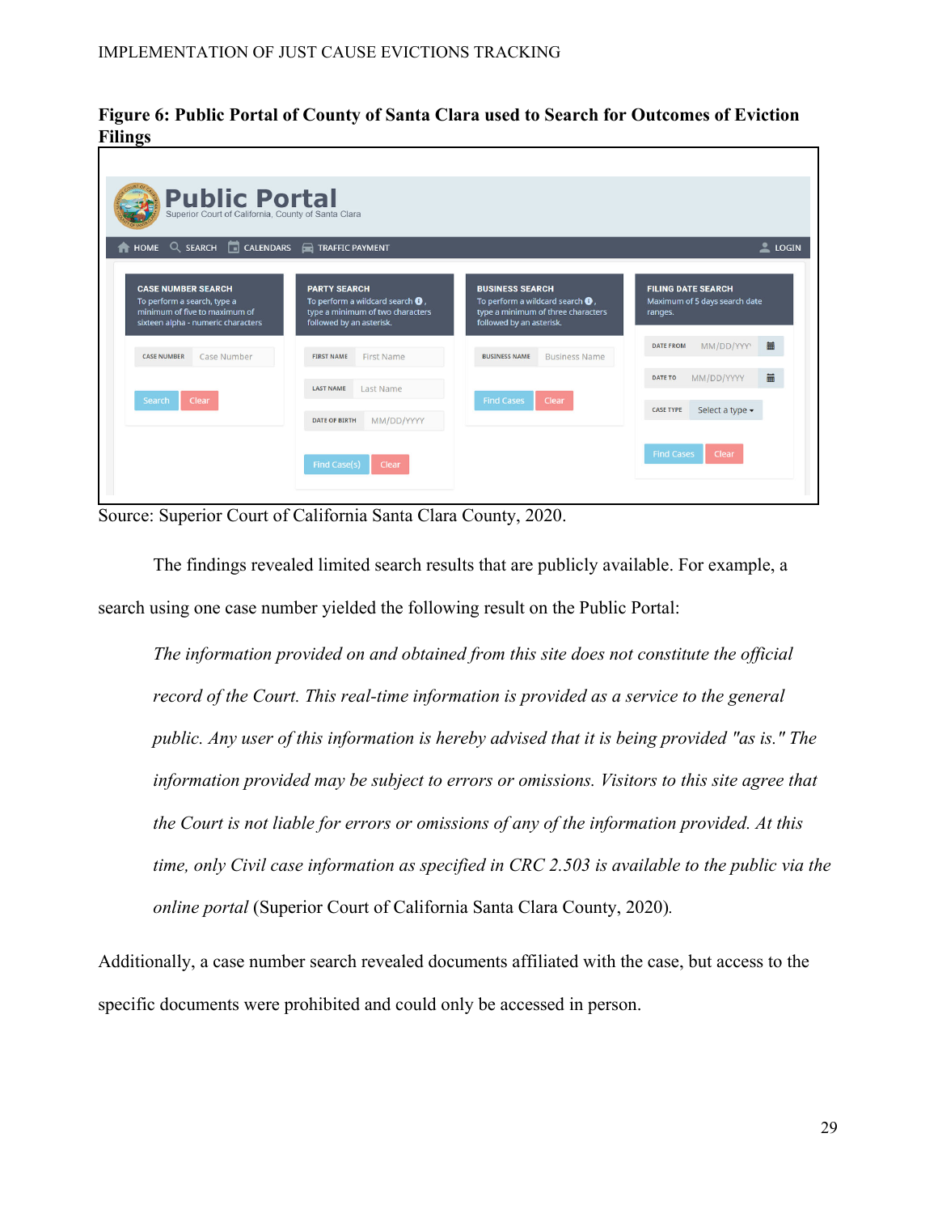**Figure 6: Public Portal of County of Santa Clara used to Search for Outcomes of Eviction Filings**

Source: Superior Court of California Santa Clara County, 2020.

The findings revealed limited search results that are publicly available. For example, a search using one case number yielded the following result on the Public Portal:

> *The information provided on and obtained from this site does not constitute the official record of the Court. This real-time information is provided as a service to the general public. Any user of this information is hereby advised that it is being provided "as is." The information provided may be subject to errors or omissions. Visitors to this site agree that the Court is not liable for errors or omissions of any of the information provided. At this time, only Civil case information as specified in CRC 2.503 is available to the public via the online portal* (Superior Court of California Santa Clara County, 2020).

Additionally, a case number search revealed documents affiliated with the case, but access to the specific documents were prohibited and could only be accessed in person.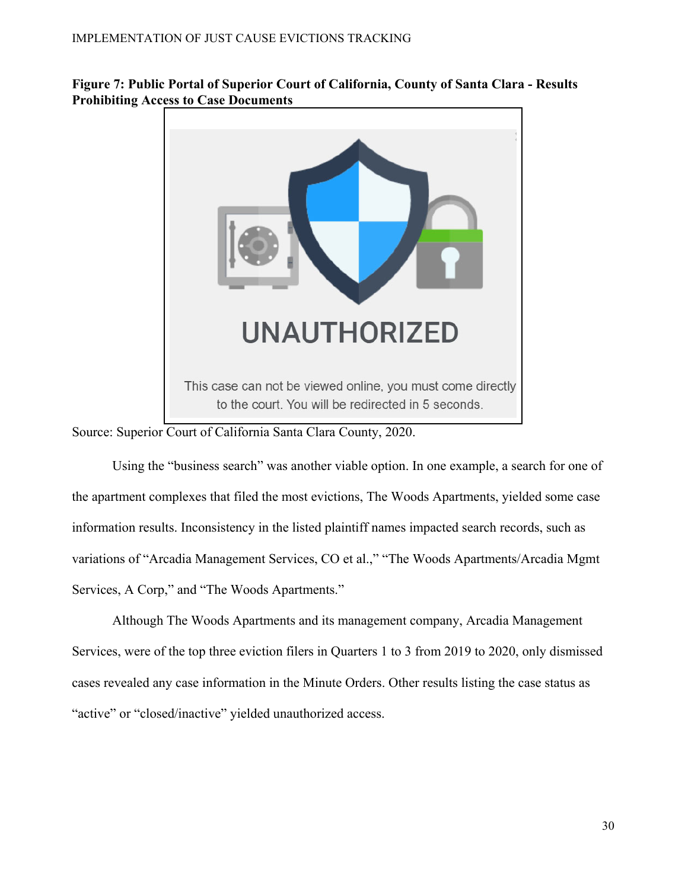**Figure 7: Public Portal of Superior Court of California, County of Santa Clara - Results Prohibiting Access to Case Documents**

UNAUTHORIZED

This case can not be viewed online, you must come directly to the court. You will be redirected in 5 seconds.

Source: Superior Court of California Santa Clara County, 2020.

Using the "business search" was another viable option. In one example, a search for one of the apartment complexes that filed the most evictions, The Woods Apartments, yielded some case information results. Inconsistency in the listed plaintiff names impacted search records, such as variations of "Arcadia Management Services, CO et al.," "The Woods Apartments/Arcadia Mgmt Services, A Corp," and "The Woods Apartments."

Although The Woods Apartments and its management company, Arcadia Management Services, were of the top three eviction filers in Quarters 1 to 3 from 2019 to 2020, only dismissed cases revealed any case information in the Minute Orders. Other results listing the case status as "active" or "closed/inactive" yielded unauthorized access.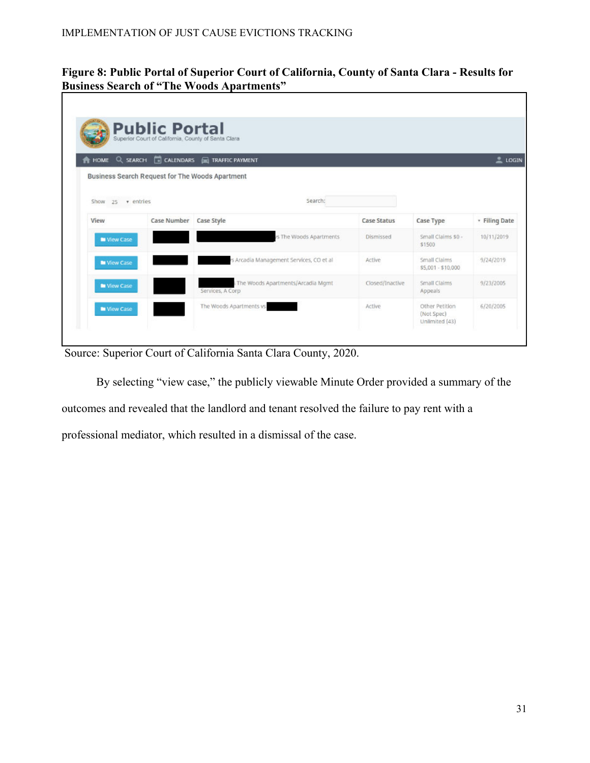**Figure 8: Public Portal of Superior Court of California, County of Santa Clara - Results for Business Search of "The Woods Apartments"**

Public Portal
Superior Court of California, County of Santa Clara

HOME SEARCH CALENDARS TRAFFIC PAYMENT LOGIN

Business Search Request for The Woods Apartment

Show 25 entries Search:

| View | Case Number | Case Style | Case Status | Case Type | Filing Date |
|---|---|---|---|---|---|
| View Case | | s The Woods Apartments | Dismissed | Small Claims $0 - $1500 | 10/11/2019 |
| View Case | | s Arcadia Management Services, CO et al | Active | Small Claims $5,001 - $10,000 | 9/24/2019 |
| View Case | | The Woods Apartments/Arcadia Mgmt Services, A Corp | Closed/Inactive | Small Claims Appeals | 9/23/2005 |
| View Case | | The Woods Apartments vs | Active | Other Petition (Not Spec) Unlimited (43) | 6/20/2005 |

Source: Superior Court of California Santa Clara County, 2020.

By selecting "view case," the publicly viewable Minute Order provided a summary of the outcomes and revealed that the landlord and tenant resolved the failure to pay rent with a professional mediator, which resulted in a dismissal of the case.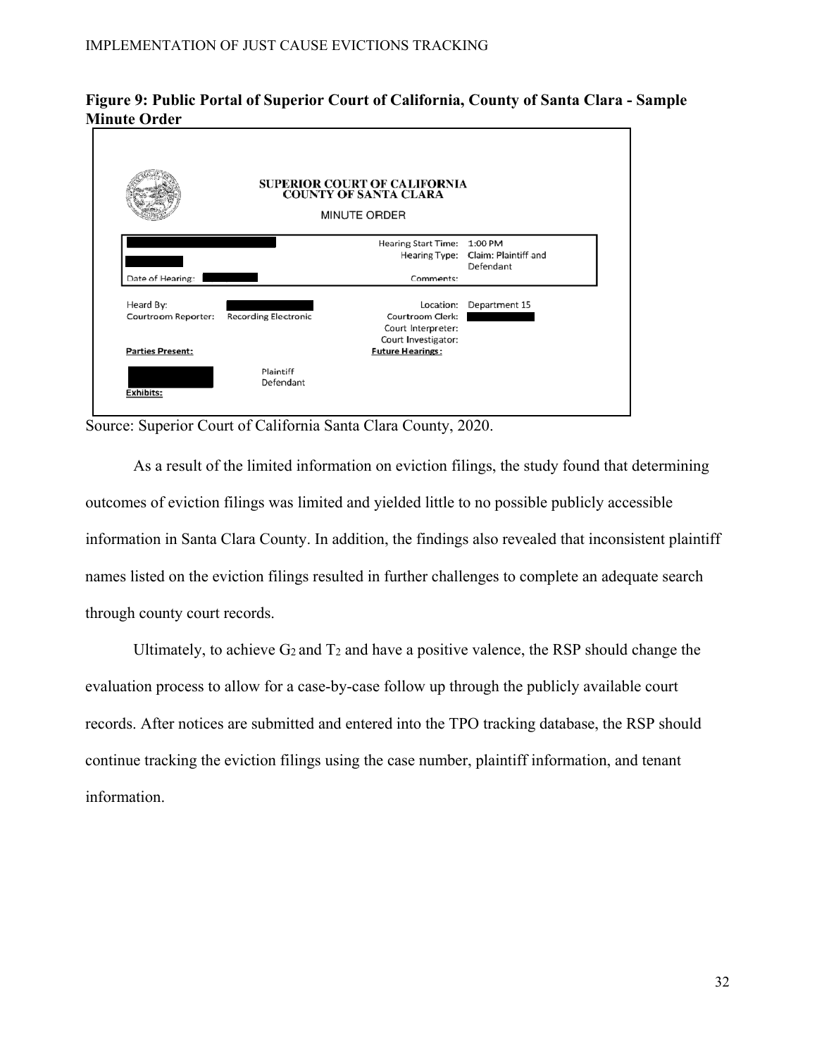**Figure 9: Public Portal of Superior Court of California, County of Santa Clara - Sample Minute Order**

SUPERIOR COURT OF CALIFORNIA
COUNTY OF SANTA CLARA

MINUTE ORDER

| | |
|---|---|
| Date of Hearing: | Hearing Start Time: 1:00 PM |
| | Hearing Type: Claim: Plaintiff and Defendant |
| | Comments: |

| | | | |
|---|---|---|---|
| Heard By: | | Location: | Department 15 |
| Courtroom Reporter: | Recording Electronic | Courtroom Clerk: | |
| | | Court Interpreter: | |
| | | Court Investigator: | |
| **Parties Present:** | | **Future Hearings:** | |
| | Plaintiff | | |
| | Defendant | | |
| **Exhibits:** | | | |

Source: Superior Court of California Santa Clara County, 2020.

As a result of the limited information on eviction filings, the study found that determining outcomes of eviction filings was limited and yielded little to no possible publicly accessible information in Santa Clara County. In addition, the findings also revealed that inconsistent plaintiff names listed on the eviction filings resulted in further challenges to complete an adequate search through county court records.

Ultimately, to achieve $G_2$ and $T_2$ and have a positive valence, the RSP should change the evaluation process to allow for a case-by-case follow up through the publicly available court records. After notices are submitted and entered into the TPO tracking database, the RSP should continue tracking the eviction filings using the case number, plaintiff information, and tenant information.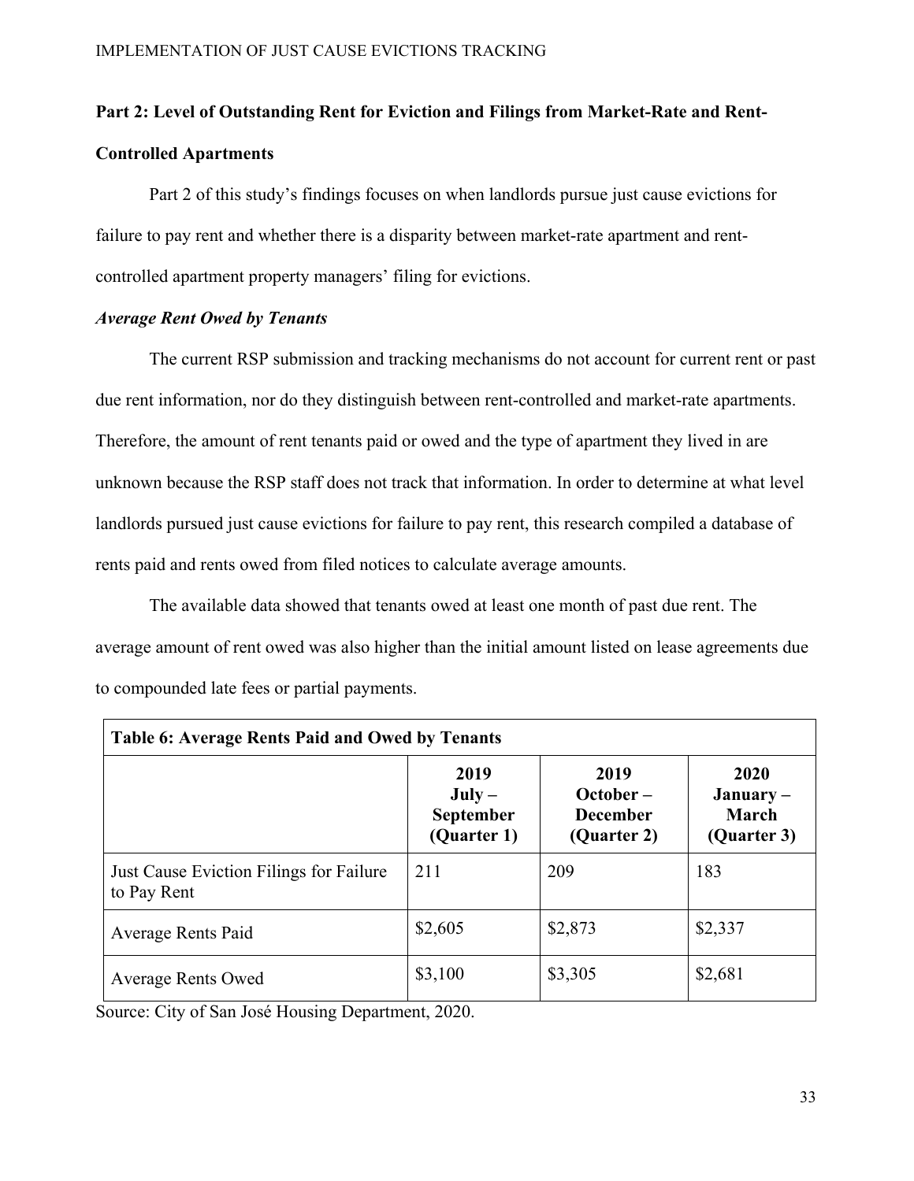## Part 2: Level of Outstanding Rent for Eviction and Filings from Market-Rate and Rent-Controlled Apartments

Part 2 of this study's findings focuses on when landlords pursue just cause evictions for failure to pay rent and whether there is a disparity between market-rate apartment and rent-controlled apartment property managers' filing for evictions.

### *Average Rent Owed by Tenants*

The current RSP submission and tracking mechanisms do not account for current rent or past due rent information, nor do they distinguish between rent-controlled and market-rate apartments. Therefore, the amount of rent tenants paid or owed and the type of apartment they lived in are unknown because the RSP staff does not track that information. In order to determine at what level landlords pursued just cause evictions for failure to pay rent, this research compiled a database of rents paid and rents owed from filed notices to calculate average amounts.

The available data showed that tenants owed at least one month of past due rent. The average amount of rent owed was also higher than the initial amount listed on lease agreements due to compounded late fees or partial payments.

**Table 6: Average Rents Paid and Owed by Tenants**

| | 2019 July – September (Quarter 1) | 2019 October – December (Quarter 2) | 2020 January – March (Quarter 3) |
|---|---|---|---|
| Just Cause Eviction Filings for Failure to Pay Rent | 211 | 209 | 183 |
| Average Rents Paid | $2,605 | $2,873 | $2,337 |
| Average Rents Owed | $3,100 | $3,305 | $2,681 |

Source: City of San José Housing Department, 2020.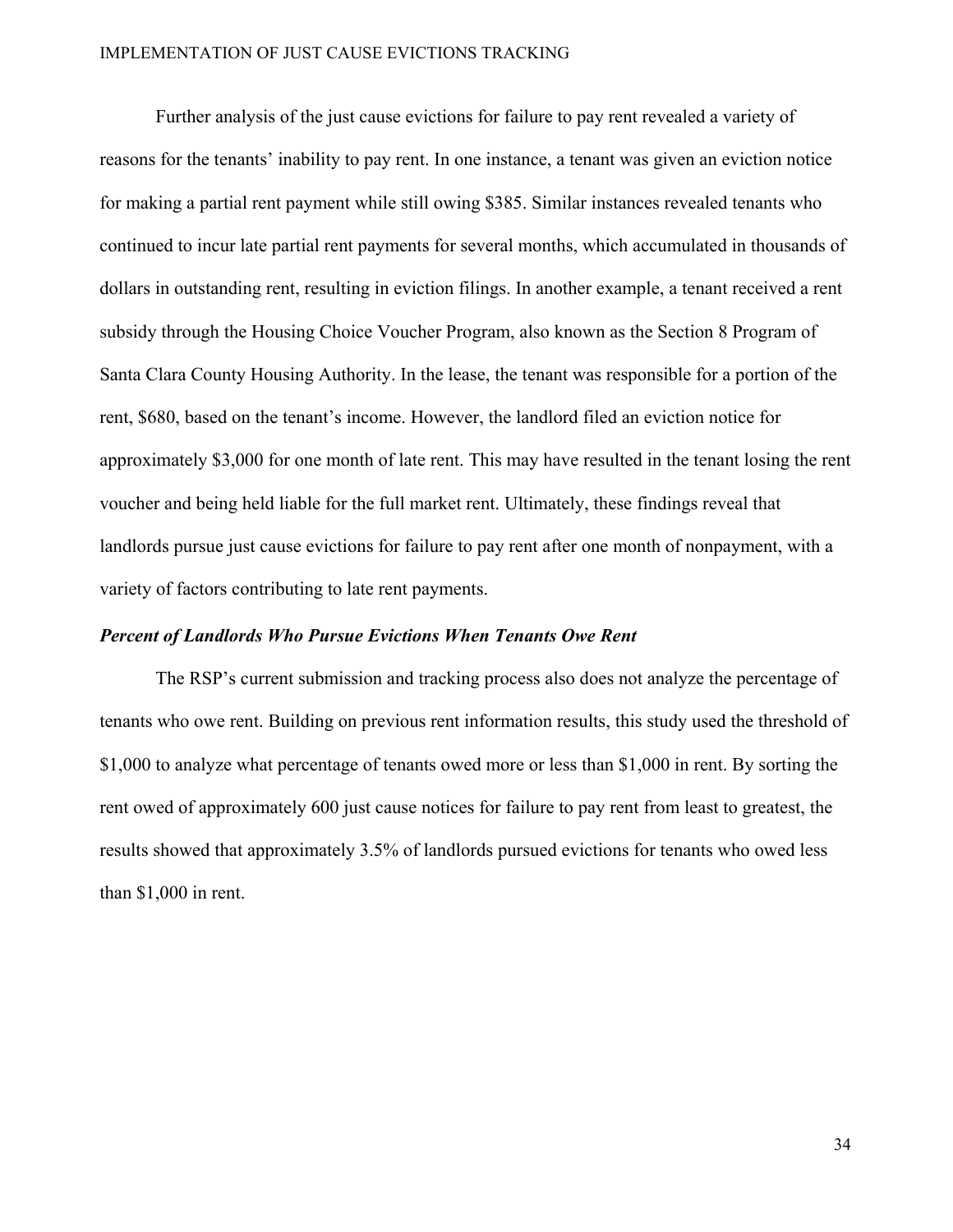Further analysis of the just cause evictions for failure to pay rent revealed a variety of reasons for the tenants' inability to pay rent. In one instance, a tenant was given an eviction notice for making a partial rent payment while still owing $385. Similar instances revealed tenants who continued to incur late partial rent payments for several months, which accumulated in thousands of dollars in outstanding rent, resulting in eviction filings. In another example, a tenant received a rent subsidy through the Housing Choice Voucher Program, also known as the Section 8 Program of Santa Clara County Housing Authority. In the lease, the tenant was responsible for a portion of the rent, $680, based on the tenant's income. However, the landlord filed an eviction notice for approximately $3,000 for one month of late rent. This may have resulted in the tenant losing the rent voucher and being held liable for the full market rent. Ultimately, these findings reveal that landlords pursue just cause evictions for failure to pay rent after one month of nonpayment, with a variety of factors contributing to late rent payments.

### *Percent of Landlords Who Pursue Evictions When Tenants Owe Rent*

The RSP's current submission and tracking process also does not analyze the percentage of tenants who owe rent. Building on previous rent information results, this study used the threshold of $1,000 to analyze what percentage of tenants owed more or less than $1,000 in rent. By sorting the rent owed of approximately 600 just cause notices for failure to pay rent from least to greatest, the results showed that approximately 3.5% of landlords pursued evictions for tenants who owed less than $1,000 in rent.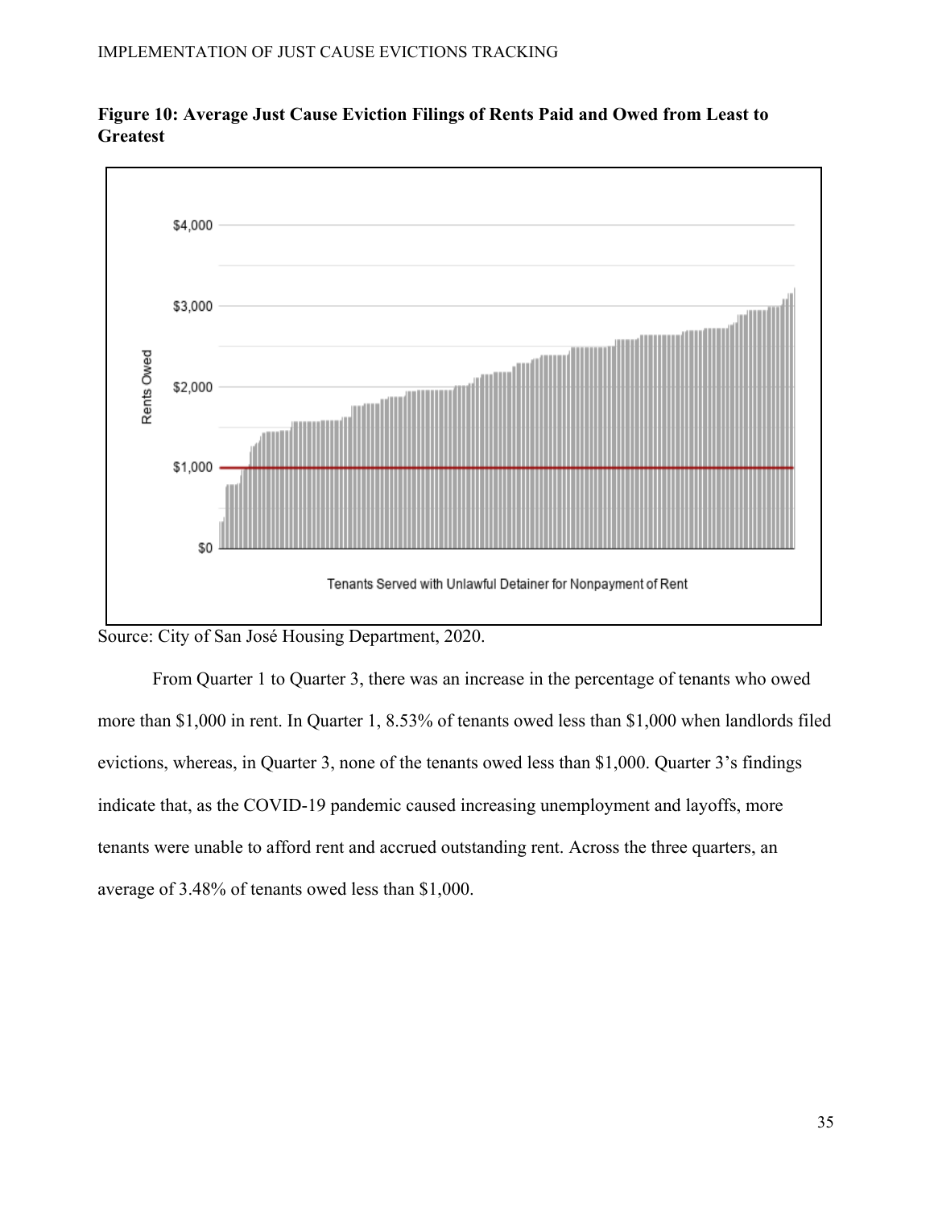**Figure 10: Average Just Cause Eviction Filings of Rents Paid and Owed from Least to Greatest**

Source: City of San José Housing Department, 2020.

From Quarter 1 to Quarter 3, there was an increase in the percentage of tenants who owed more than $1,000 in rent. In Quarter 1, 8.53% of tenants owed less than $1,000 when landlords filed evictions, whereas, in Quarter 3, none of the tenants owed less than $1,000. Quarter 3's findings indicate that, as the COVID-19 pandemic caused increasing unemployment and layoffs, more tenants were unable to afford rent and accrued outstanding rent. Across the three quarters, an average of 3.48% of tenants owed less than $1,000.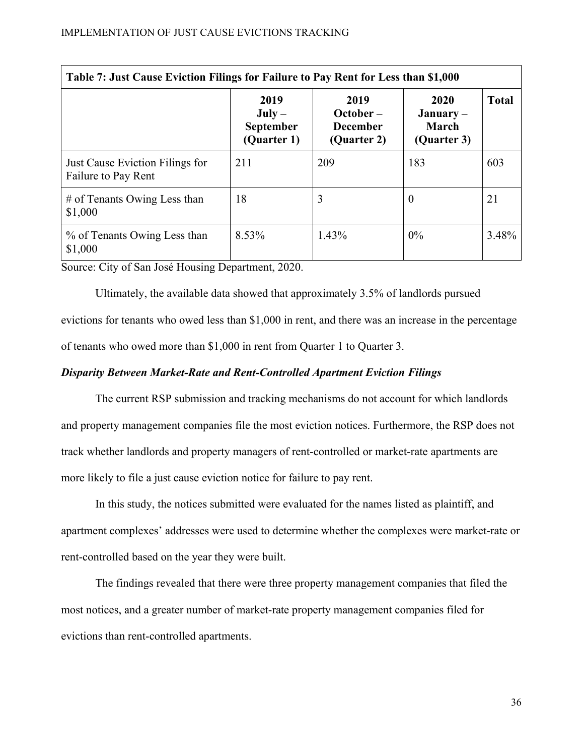**Table 7: Just Cause Eviction Filings for Failure to Pay Rent for Less than $1,000**

| | 2019 July – September (Quarter 1) | 2019 October – December (Quarter 2) | 2020 January – March (Quarter 3) | Total |
|---|---|---|---|---|
| Just Cause Eviction Filings for Failure to Pay Rent | 211 | 209 | 183 | 603 |
| # of Tenants Owing Less than $1,000 | 18 | 3 | 0 | 21 |
| % of Tenants Owing Less than $1,000 | 8.53% | 1.43% | 0% | 3.48% |

Source: City of San José Housing Department, 2020.

Ultimately, the available data showed that approximately 3.5% of landlords pursued evictions for tenants who owed less than $1,000 in rent, and there was an increase in the percentage of tenants who owed more than $1,000 in rent from Quarter 1 to Quarter 3.

### *Disparity Between Market-Rate and Rent-Controlled Apartment Eviction Filings*

The current RSP submission and tracking mechanisms do not account for which landlords and property management companies file the most eviction notices. Furthermore, the RSP does not track whether landlords and property managers of rent-controlled or market-rate apartments are more likely to file a just cause eviction notice for failure to pay rent.

In this study, the notices submitted were evaluated for the names listed as plaintiff, and apartment complexes' addresses were used to determine whether the complexes were market-rate or rent-controlled based on the year they were built.

The findings revealed that there were three property management companies that filed the most notices, and a greater number of market-rate property management companies filed for evictions than rent-controlled apartments.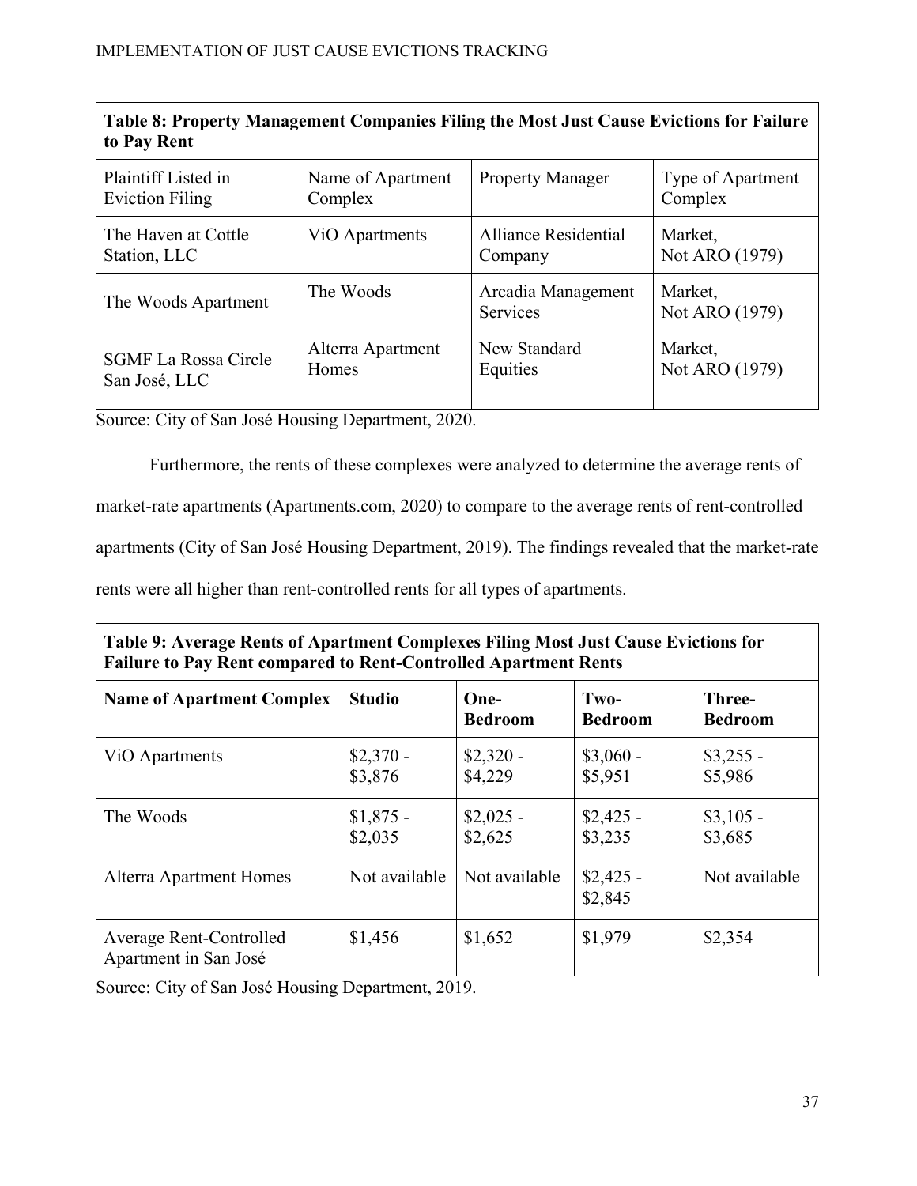**Table 8: Property Management Companies Filing the Most Just Cause Evictions for Failure to Pay Rent**

| Plaintiff Listed in Eviction Filing | Name of Apartment Complex | Property Manager | Type of Apartment Complex |
|---|---|---|---|
| The Haven at Cottle Station, LLC | ViO Apartments | Alliance Residential Company | Market, Not ARO (1979) |
| The Woods Apartment | The Woods | Arcadia Management Services | Market, Not ARO (1979) |
| SGMF La Rossa Circle San José, LLC | Alterra Apartment Homes | New Standard Equities | Market, Not ARO (1979) |

Source: City of San José Housing Department, 2020.

Furthermore, the rents of these complexes were analyzed to determine the average rents of market-rate apartments (Apartments.com, 2020) to compare to the average rents of rent-controlled apartments (City of San José Housing Department, 2019). The findings revealed that the market-rate rents were all higher than rent-controlled rents for all types of apartments.

**Table 9: Average Rents of Apartment Complexes Filing Most Just Cause Evictions for Failure to Pay Rent compared to Rent-Controlled Apartment Rents**

| **Name of Apartment Complex** | **Studio** | **One-Bedroom** | **Two-Bedroom** | **Three-Bedroom** |
|---|---|---|---|---|
| ViO Apartments | $2,370 - $3,876 | $2,320 - $4,229 | $3,060 - $5,951 | $3,255 - $5,986 |
| The Woods | $1,875 - $2,035 | $2,025 - $2,625 | $2,425 - $3,235 | $3,105 - $3,685 |
| Alterra Apartment Homes | Not available | Not available | $2,425 - $2,845 | Not available |
| Average Rent-Controlled Apartment in San José | $1,456 | $1,652 | $1,979 | $2,354 |

Source: City of San José Housing Department, 2019.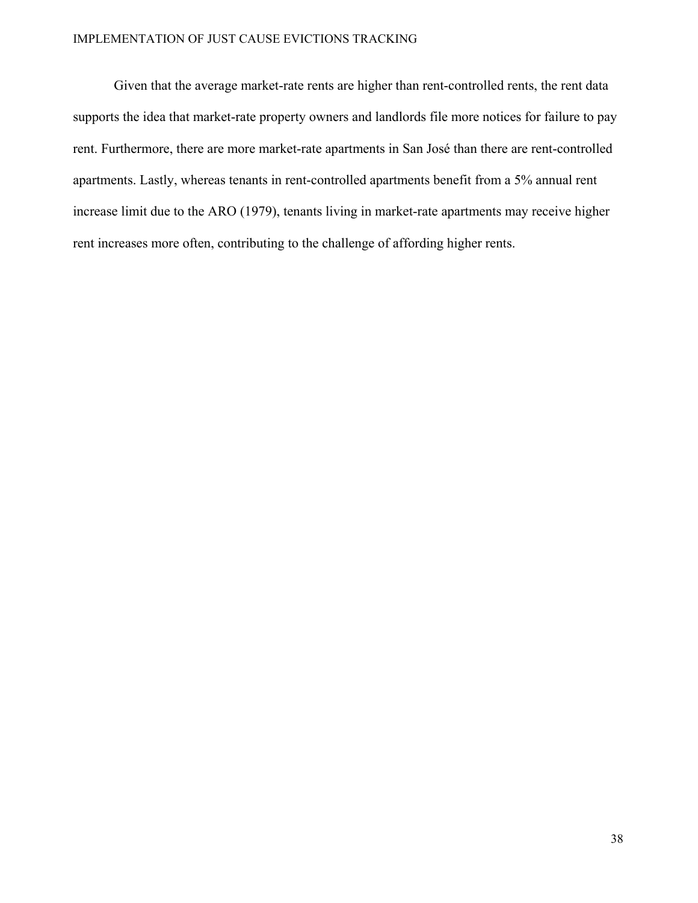Given that the average market-rate rents are higher than rent-controlled rents, the rent data supports the idea that market-rate property owners and landlords file more notices for failure to pay rent. Furthermore, there are more market-rate apartments in San José than there are rent-controlled apartments. Lastly, whereas tenants in rent-controlled apartments benefit from a 5% annual rent increase limit due to the ARO (1979), tenants living in market-rate apartments may receive higher rent increases more often, contributing to the challenge of affording higher rents.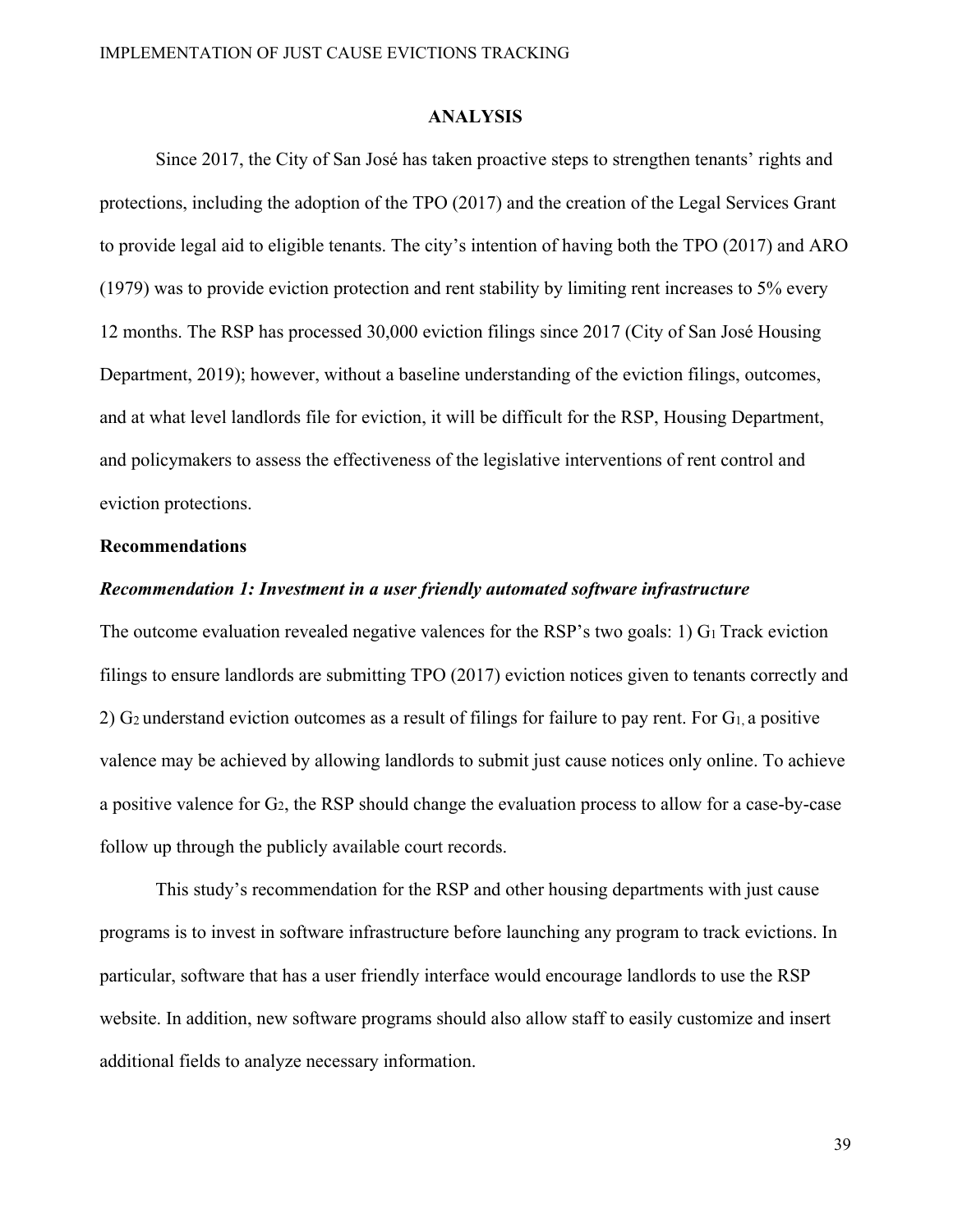## ANALYSIS

Since 2017, the City of San José has taken proactive steps to strengthen tenants' rights and protections, including the adoption of the TPO (2017) and the creation of the Legal Services Grant to provide legal aid to eligible tenants. The city's intention of having both the TPO (2017) and ARO (1979) was to provide eviction protection and rent stability by limiting rent increases to 5% every 12 months. The RSP has processed 30,000 eviction filings since 2017 (City of San José Housing Department, 2019); however, without a baseline understanding of the eviction filings, outcomes, and at what level landlords file for eviction, it will be difficult for the RSP, Housing Department, and policymakers to assess the effectiveness of the legislative interventions of rent control and eviction protections.

### Recommendations

#### *Recommendation 1: Investment in a user friendly automated software infrastructure*

The outcome evaluation revealed negative valences for the RSP's two goals: 1) $G_1$ Track eviction filings to ensure landlords are submitting TPO (2017) eviction notices given to tenants correctly and 2) $G_2$ understand eviction outcomes as a result of filings for failure to pay rent. For $G_1$, a positive valence may be achieved by allowing landlords to submit just cause notices only online. To achieve a positive valence for $G_2$, the RSP should change the evaluation process to allow for a case-by-case follow up through the publicly available court records.

This study's recommendation for the RSP and other housing departments with just cause programs is to invest in software infrastructure before launching any program to track evictions. In particular, software that has a user friendly interface would encourage landlords to use the RSP website. In addition, new software programs should also allow staff to easily customize and insert additional fields to analyze necessary information.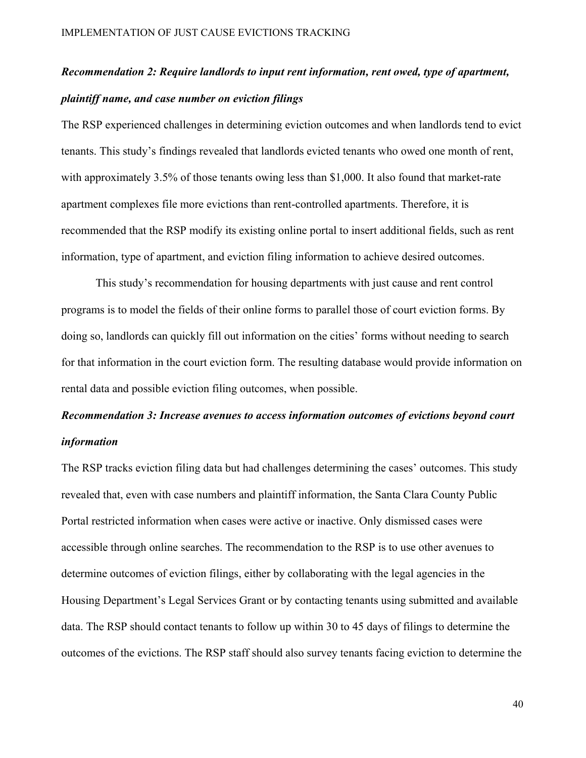***Recommendation 2: Require landlords to input rent information, rent owed, type of apartment, plaintiff name, and case number on eviction filings***

The RSP experienced challenges in determining eviction outcomes and when landlords tend to evict tenants. This study's findings revealed that landlords evicted tenants who owed one month of rent, with approximately 3.5% of those tenants owing less than $1,000. It also found that market-rate apartment complexes file more evictions than rent-controlled apartments. Therefore, it is recommended that the RSP modify its existing online portal to insert additional fields, such as rent information, type of apartment, and eviction filing information to achieve desired outcomes.

This study's recommendation for housing departments with just cause and rent control programs is to model the fields of their online forms to parallel those of court eviction forms. By doing so, landlords can quickly fill out information on the cities' forms without needing to search for that information in the court eviction form. The resulting database would provide information on rental data and possible eviction filing outcomes, when possible.

***Recommendation 3: Increase avenues to access information outcomes of evictions beyond court information***

The RSP tracks eviction filing data but had challenges determining the cases' outcomes. This study revealed that, even with case numbers and plaintiff information, the Santa Clara County Public Portal restricted information when cases were active or inactive. Only dismissed cases were accessible through online searches. The recommendation to the RSP is to use other avenues to determine outcomes of eviction filings, either by collaborating with the legal agencies in the Housing Department's Legal Services Grant or by contacting tenants using submitted and available data. The RSP should contact tenants to follow up within 30 to 45 days of filings to determine the outcomes of the evictions. The RSP staff should also survey tenants facing eviction to determine the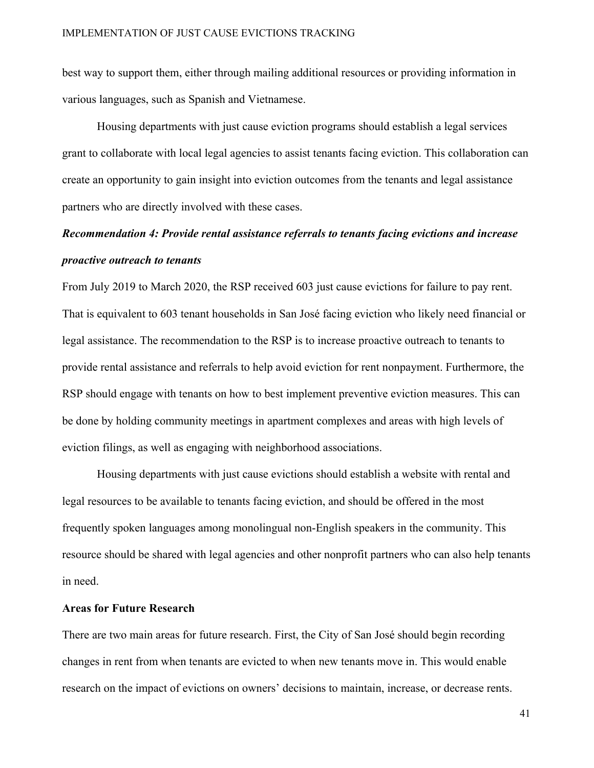best way to support them, either through mailing additional resources or providing information in various languages, such as Spanish and Vietnamese.

Housing departments with just cause eviction programs should establish a legal services grant to collaborate with local legal agencies to assist tenants facing eviction. This collaboration can create an opportunity to gain insight into eviction outcomes from the tenants and legal assistance partners who are directly involved with these cases.

***Recommendation 4: Provide rental assistance referrals to tenants facing evictions and increase proactive outreach to tenants***

From July 2019 to March 2020, the RSP received 603 just cause evictions for failure to pay rent. That is equivalent to 603 tenant households in San José facing eviction who likely need financial or legal assistance. The recommendation to the RSP is to increase proactive outreach to tenants to provide rental assistance and referrals to help avoid eviction for rent nonpayment. Furthermore, the RSP should engage with tenants on how to best implement preventive eviction measures. This can be done by holding community meetings in apartment complexes and areas with high levels of eviction filings, as well as engaging with neighborhood associations.

Housing departments with just cause evictions should establish a website with rental and legal resources to be available to tenants facing eviction, and should be offered in the most frequently spoken languages among monolingual non-English speakers in the community. This resource should be shared with legal agencies and other nonprofit partners who can also help tenants in need.

## Areas for Future Research

There are two main areas for future research. First, the City of San José should begin recording changes in rent from when tenants are evicted to when new tenants move in. This would enable research on the impact of evictions on owners' decisions to maintain, increase, or decrease rents.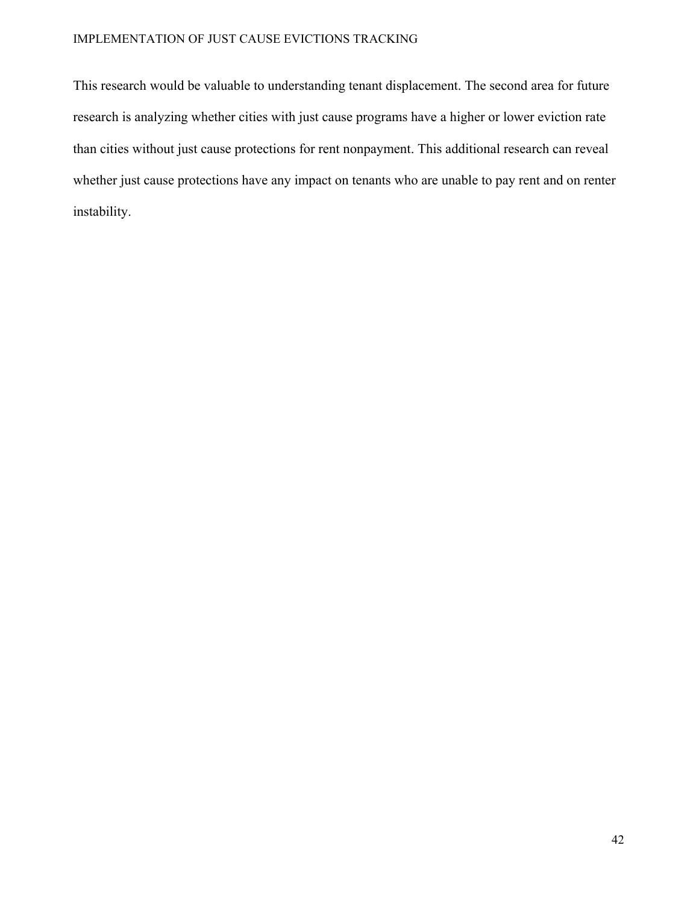This research would be valuable to understanding tenant displacement. The second area for future research is analyzing whether cities with just cause programs have a higher or lower eviction rate than cities without just cause protections for rent nonpayment. This additional research can reveal whether just cause protections have any impact on tenants who are unable to pay rent and on renter instability.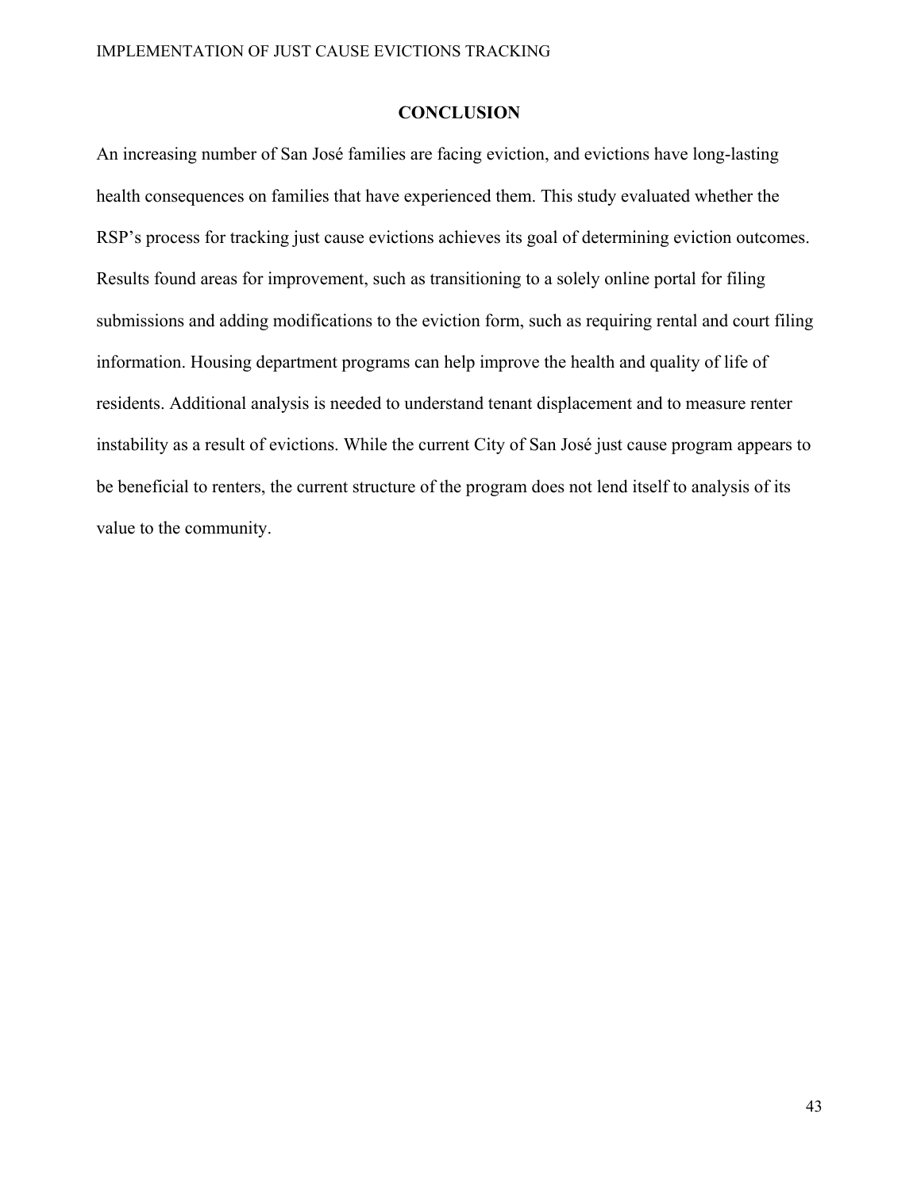# CONCLUSION

An increasing number of San José families are facing eviction, and evictions have long-lasting health consequences on families that have experienced them. This study evaluated whether the RSP's process for tracking just cause evictions achieves its goal of determining eviction outcomes. Results found areas for improvement, such as transitioning to a solely online portal for filing submissions and adding modifications to the eviction form, such as requiring rental and court filing information. Housing department programs can help improve the health and quality of life of residents. Additional analysis is needed to understand tenant displacement and to measure renter instability as a result of evictions. While the current City of San José just cause program appears to be beneficial to renters, the current structure of the program does not lend itself to analysis of its value to the community.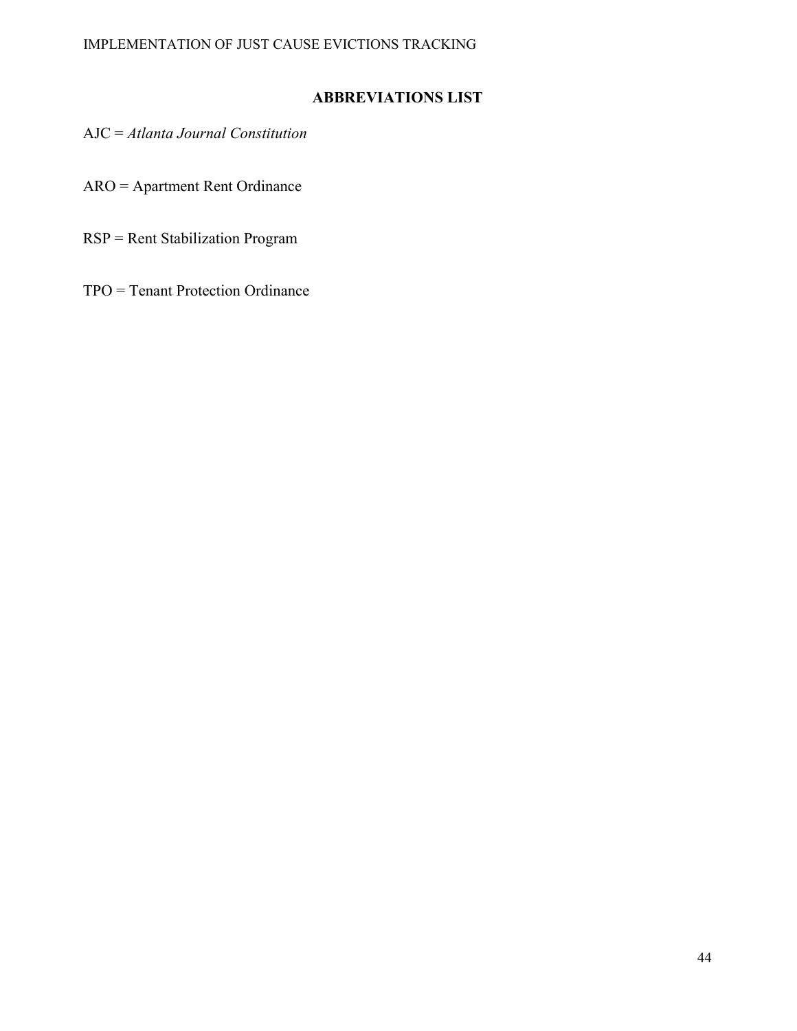## ABBREVIATIONS LIST

AJC = *Atlanta Journal Constitution*

ARO = Apartment Rent Ordinance

RSP = Rent Stabilization Program

TPO = Tenant Protection Ordinance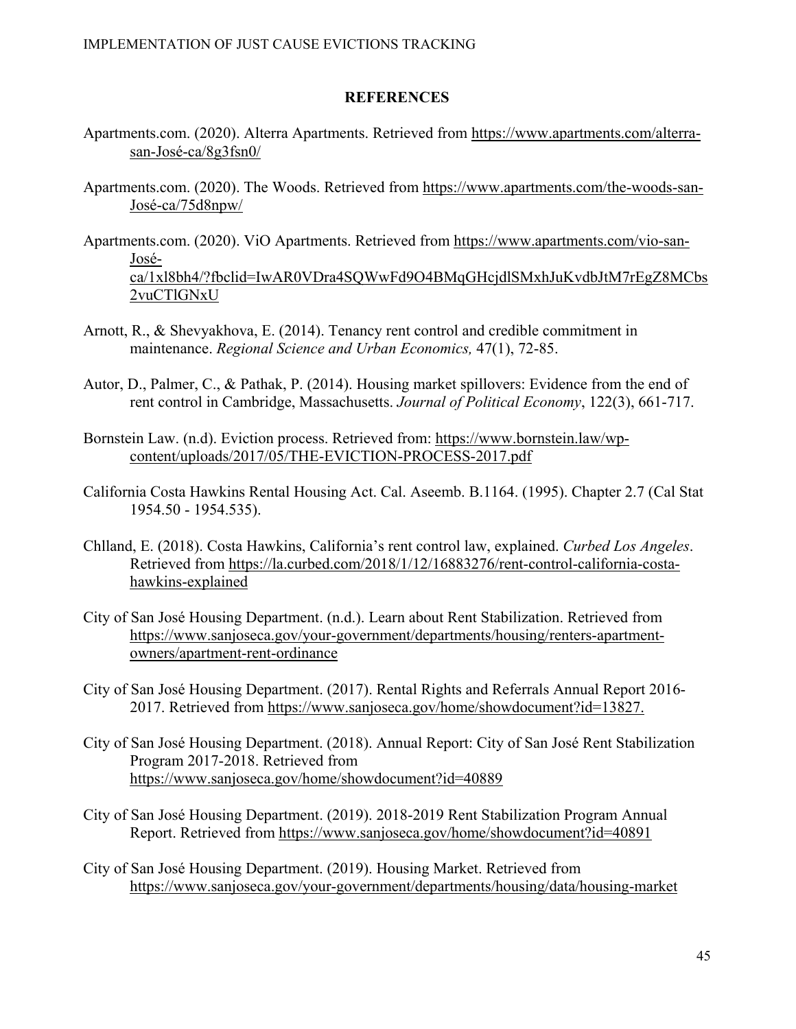## REFERENCES

Apartments.com. (2020). Alterra Apartments. Retrieved from https://www.apartments.com/alterra-san-José-ca/8g3fsn0/

Apartments.com. (2020). The Woods. Retrieved from https://www.apartments.com/the-woods-san-José-ca/75d8npw/

Apartments.com. (2020). ViO Apartments. Retrieved from https://www.apartments.com/vio-san-José-ca/1xl8bh4/?fbclid=IwAR0VDra4SQWwFd9O4BMqGHcjdlSMxhJuKvdbJtM7rEgZ8MCbs2vuCTlGNxU

Arnott, R., & Shevyakhova, E. (2014). Tenancy rent control and credible commitment in maintenance. *Regional Science and Urban Economics,* 47(1), 72-85.

Autor, D., Palmer, C., & Pathak, P. (2014). Housing market spillovers: Evidence from the end of rent control in Cambridge, Massachusetts. *Journal of Political Economy*, 122(3), 661-717.

Bornstein Law. (n.d). Eviction process. Retrieved from: https://www.bornstein.law/wp-content/uploads/2017/05/THE-EVICTION-PROCESS-2017.pdf

California Costa Hawkins Rental Housing Act. Cal. Aseemb. B.1164. (1995). Chapter 2.7 (Cal Stat 1954.50 - 1954.535).

Chlland, E. (2018). Costa Hawkins, California's rent control law, explained. *Curbed Los Angeles*. Retrieved from https://la.curbed.com/2018/1/12/16883276/rent-control-california-costa-hawkins-explained

City of San José Housing Department. (n.d.). Learn about Rent Stabilization. Retrieved from https://www.sanjoseca.gov/your-government/departments/housing/renters-apartment-owners/apartment-rent-ordinance

City of San José Housing Department. (2017). Rental Rights and Referrals Annual Report 2016-2017. Retrieved from https://www.sanjoseca.gov/home/showdocument?id=13827.

City of San José Housing Department. (2018). Annual Report: City of San José Rent Stabilization Program 2017-2018. Retrieved from https://www.sanjoseca.gov/home/showdocument?id=40889

City of San José Housing Department. (2019). 2018-2019 Rent Stabilization Program Annual Report. Retrieved from https://www.sanjoseca.gov/home/showdocument?id=40891

City of San José Housing Department. (2019). Housing Market. Retrieved from https://www.sanjoseca.gov/your-government/departments/housing/data/housing-market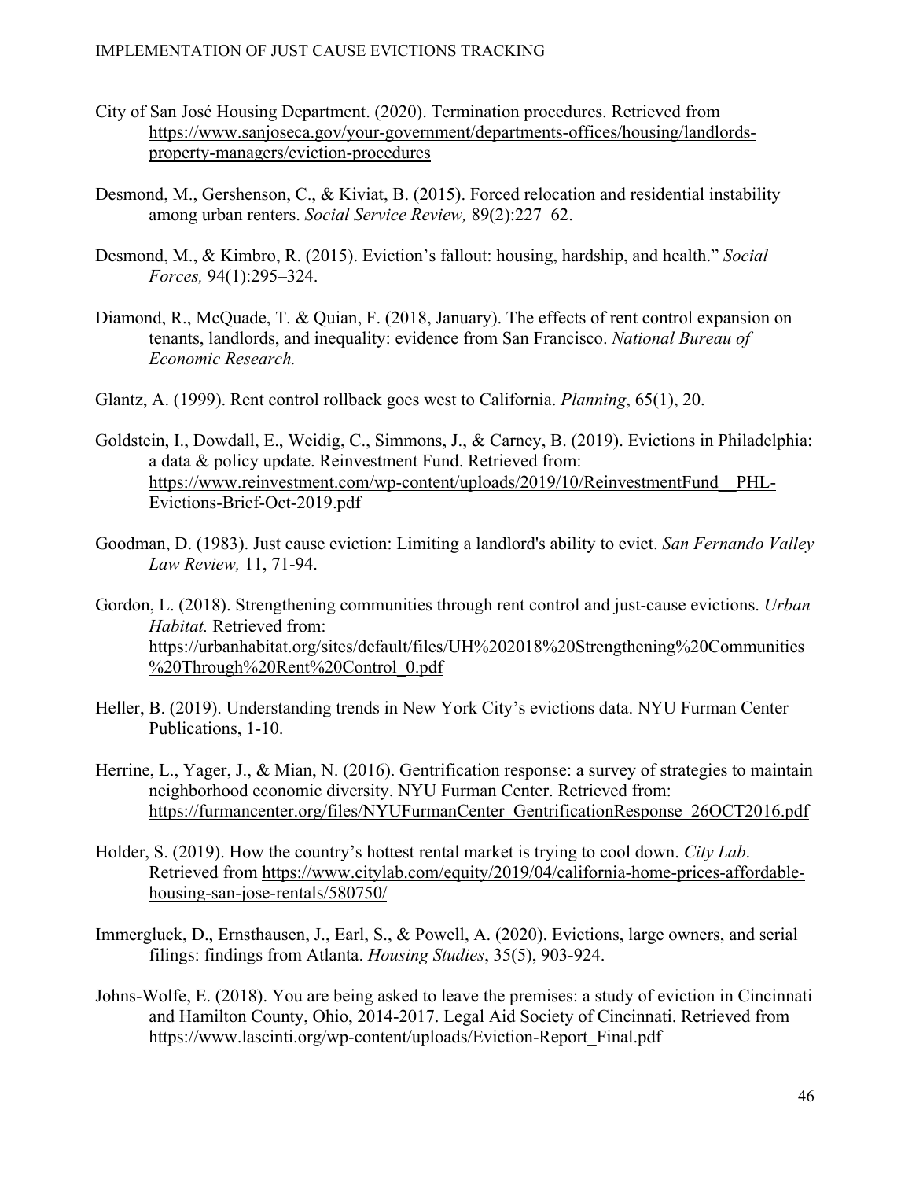City of San José Housing Department. (2020). Termination procedures. Retrieved from https://www.sanjoseca.gov/your-government/departments-offices/housing/landlords-property-managers/eviction-procedures

Desmond, M., Gershenson, C., & Kiviat, B. (2015). Forced relocation and residential instability among urban renters. *Social Service Review,* 89(2):227–62.

Desmond, M., & Kimbro, R. (2015). Eviction's fallout: housing, hardship, and health." *Social Forces,* 94(1):295–324.

Diamond, R., McQuade, T. & Quian, F. (2018, January). The effects of rent control expansion on tenants, landlords, and inequality: evidence from San Francisco. *National Bureau of Economic Research.*

Glantz, A. (1999). Rent control rollback goes west to California. *Planning*, 65(1), 20.

Goldstein, I., Dowdall, E., Weidig, C., Simmons, J., & Carney, B. (2019). Evictions in Philadelphia: a data & policy update. Reinvestment Fund. Retrieved from: https://www.reinvestment.com/wp-content/uploads/2019/10/ReinvestmentFund__PHL-Evictions-Brief-Oct-2019.pdf

Goodman, D. (1983). Just cause eviction: Limiting a landlord's ability to evict. *San Fernando Valley Law Review,* 11, 71-94.

Gordon, L. (2018). Strengthening communities through rent control and just-cause evictions. *Urban Habitat.* Retrieved from: https://urbanhabitat.org/sites/default/files/UH%202018%20Strengthening%20Communities%20Through%20Rent%20Control_0.pdf

Heller, B. (2019). Understanding trends in New York City's evictions data. NYU Furman Center Publications, 1-10.

Herrine, L., Yager, J., & Mian, N. (2016). Gentrification response: a survey of strategies to maintain neighborhood economic diversity. NYU Furman Center. Retrieved from: https://furmancenter.org/files/NYUFurmanCenter_GentrificationResponse_26OCT2016.pdf

Holder, S. (2019). How the country's hottest rental market is trying to cool down. *City Lab*. Retrieved from https://www.citylab.com/equity/2019/04/california-home-prices-affordable-housing-san-jose-rentals/580750/

Immergluck, D., Ernsthausen, J., Earl, S., & Powell, A. (2020). Evictions, large owners, and serial filings: findings from Atlanta. *Housing Studies*, 35(5), 903-924.

Johns-Wolfe, E. (2018). You are being asked to leave the premises: a study of eviction in Cincinnati and Hamilton County, Ohio, 2014-2017. Legal Aid Society of Cincinnati. Retrieved from https://www.lascinti.org/wp-content/uploads/Eviction-Report_Final.pdf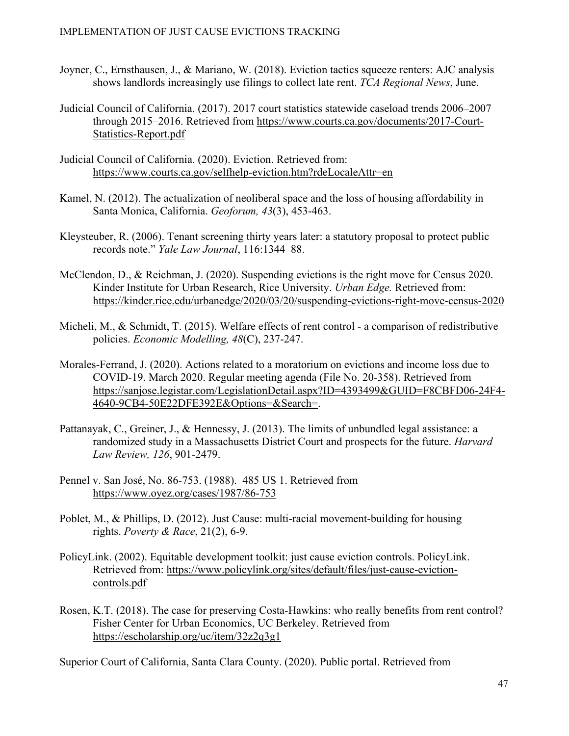Joyner, C., Ernsthausen, J., & Mariano, W. (2018). Eviction tactics squeeze renters: AJC analysis shows landlords increasingly use filings to collect late rent. *TCA Regional News*, June.

Judicial Council of California. (2017). 2017 court statistics statewide caseload trends 2006–2007 through 2015–2016. Retrieved from https://www.courts.ca.gov/documents/2017-Court-Statistics-Report.pdf

Judicial Council of California. (2020). Eviction. Retrieved from: https://www.courts.ca.gov/selfhelp-eviction.htm?rdeLocaleAttr=en

Kamel, N. (2012). The actualization of neoliberal space and the loss of housing affordability in Santa Monica, California. *Geoforum, 43*(3), 453-463.

Kleysteuber, R. (2006). Tenant screening thirty years later: a statutory proposal to protect public records note." *Yale Law Journal*, 116:1344–88.

McClendon, D., & Reichman, J. (2020). Suspending evictions is the right move for Census 2020. Kinder Institute for Urban Research, Rice University. *Urban Edge.* Retrieved from: https://kinder.rice.edu/urbanedge/2020/03/20/suspending-evictions-right-move-census-2020

Micheli, M., & Schmidt, T. (2015). Welfare effects of rent control - a comparison of redistributive policies. *Economic Modelling, 48*(C), 237-247.

Morales-Ferrand, J. (2020). Actions related to a moratorium on evictions and income loss due to COVID-19. March 2020. Regular meeting agenda (File No. 20-358). Retrieved from https://sanjose.legistar.com/LegislationDetail.aspx?ID=4393499&GUID=F8CBFD06-24F4-4640-9CB4-50E22DFE392E&Options=&Search=.

Pattanayak, C., Greiner, J., & Hennessy, J. (2013). The limits of unbundled legal assistance: a randomized study in a Massachusetts District Court and prospects for the future. *Harvard Law Review, 126*, 901-2479.

Pennel v. San José, No. 86-753. (1988). 485 US 1. Retrieved from https://www.oyez.org/cases/1987/86-753

Poblet, M., & Phillips, D. (2012). Just Cause: multi-racial movement-building for housing rights. *Poverty & Race*, 21(2), 6-9.

PolicyLink. (2002). Equitable development toolkit: just cause eviction controls. PolicyLink. Retrieved from: https://www.policylink.org/sites/default/files/just-cause-eviction-controls.pdf

Rosen, K.T. (2018). The case for preserving Costa-Hawkins: who really benefits from rent control? Fisher Center for Urban Economics, UC Berkeley. Retrieved from https://escholarship.org/uc/item/32z2q3g1

Superior Court of California, Santa Clara County. (2020). Public portal. Retrieved from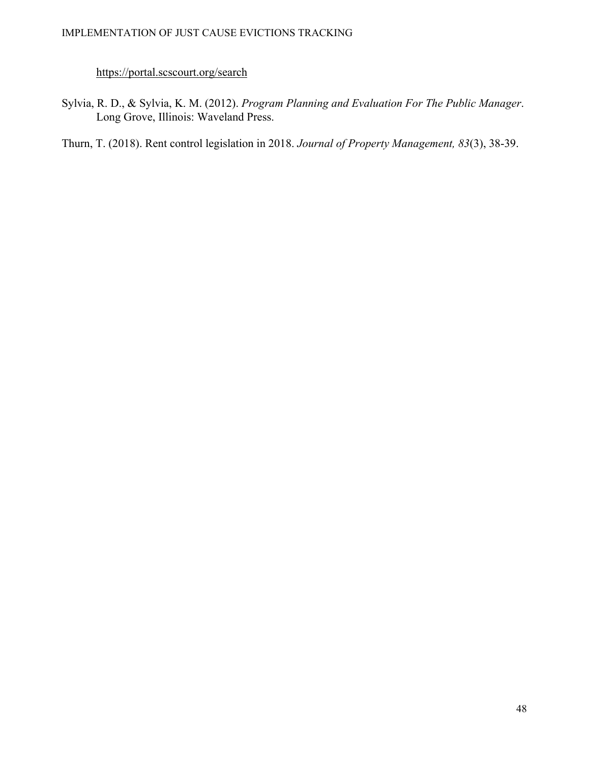https://portal.scscourt.org/search

Sylvia, R. D., & Sylvia, K. M. (2012). *Program Planning and Evaluation For The Public Manager*. Long Grove, Illinois: Waveland Press.

Thurn, T. (2018). Rent control legislation in 2018. *Journal of Property Management, 83*(3), 38-39.